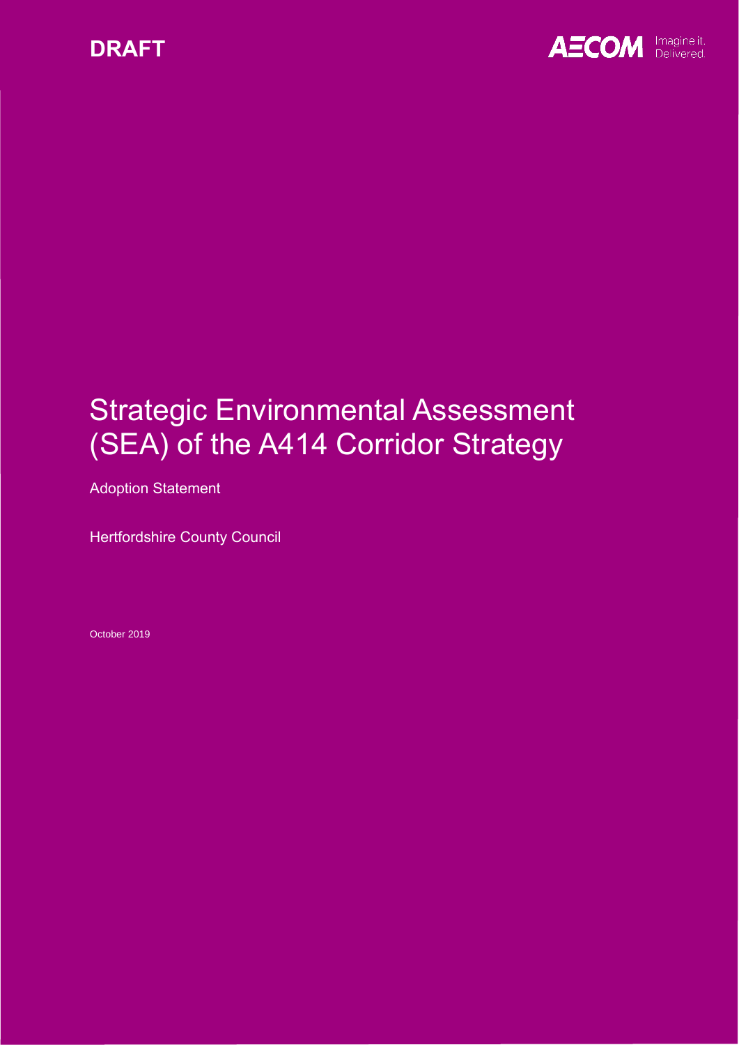DRAFT

AECOM Imagine it. Delivered.

# Strategic Environmental Assessment (SEA) of the A414 Corridor Strategy

Adoption Statement

Hertfordshire County Council

October 2019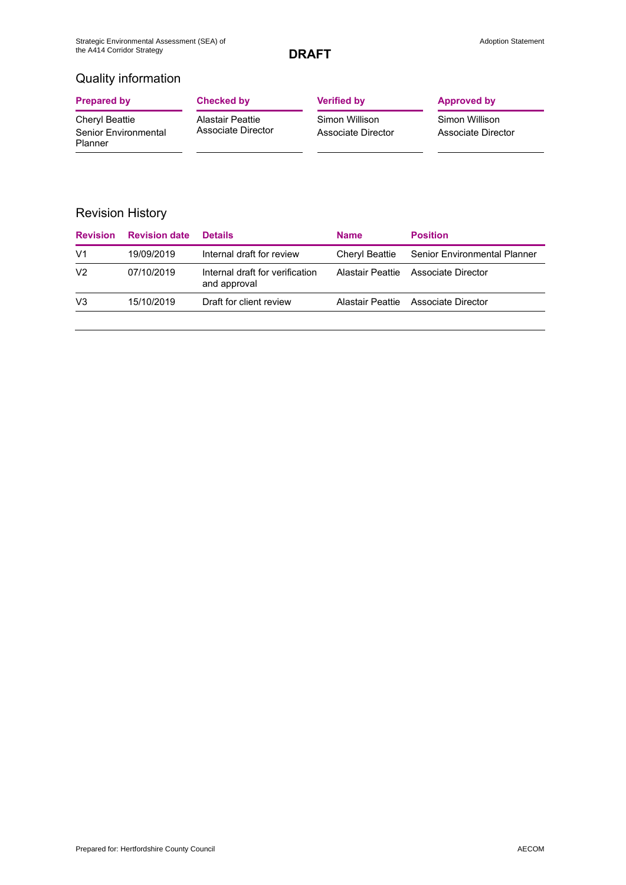**DRAFT**

## Quality information

| Prepared by | Checked by | Verified by | Approved by |
| --- | --- | --- | --- |
| Cheryl Beattie<br>Senior Environmental Planner | Alastair Peattie<br>Associate Director | Simon Willison<br>Associate Director | Simon Willison<br>Associate Director |

## Revision History

| Revision | Revision date | Details | Name | Position |
| --- | --- | --- | --- | --- |
| V1 | 19/09/2019 | Internal draft for review | Cheryl Beattie | Senior Environmental Planner |
| V2 | 07/10/2019 | Internal draft for verification and approval | Alastair Peattie | Associate Director |
| V3 | 15/10/2019 | Draft for client review | Alastair Peattie | Associate Director |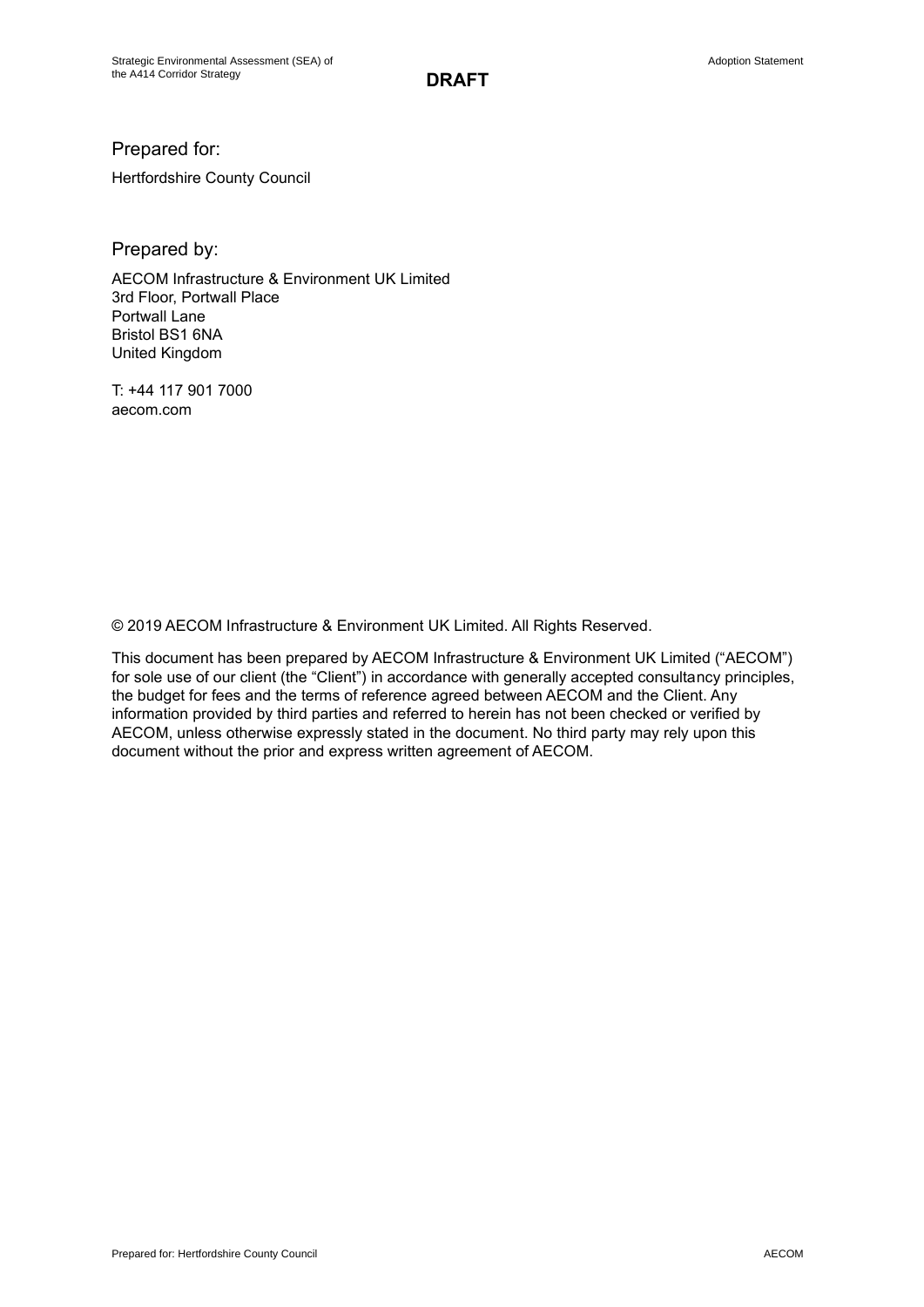**DRAFT**

Prepared for:

Hertfordshire County Council

Prepared by:

AECOM Infrastructure & Environment UK Limited
3rd Floor, Portwall Place
Portwall Lane
Bristol BS1 6NA
United Kingdom

T: +44 117 901 7000
aecom.com

© 2019 AECOM Infrastructure & Environment UK Limited. All Rights Reserved.

This document has been prepared by AECOM Infrastructure & Environment UK Limited ("AECOM") for sole use of our client (the "Client") in accordance with generally accepted consultancy principles, the budget for fees and the terms of reference agreed between AECOM and the Client. Any information provided by third parties and referred to herein has not been checked or verified by AECOM, unless otherwise expressly stated in the document. No third party may rely upon this document without the prior and express written agreement of AECOM.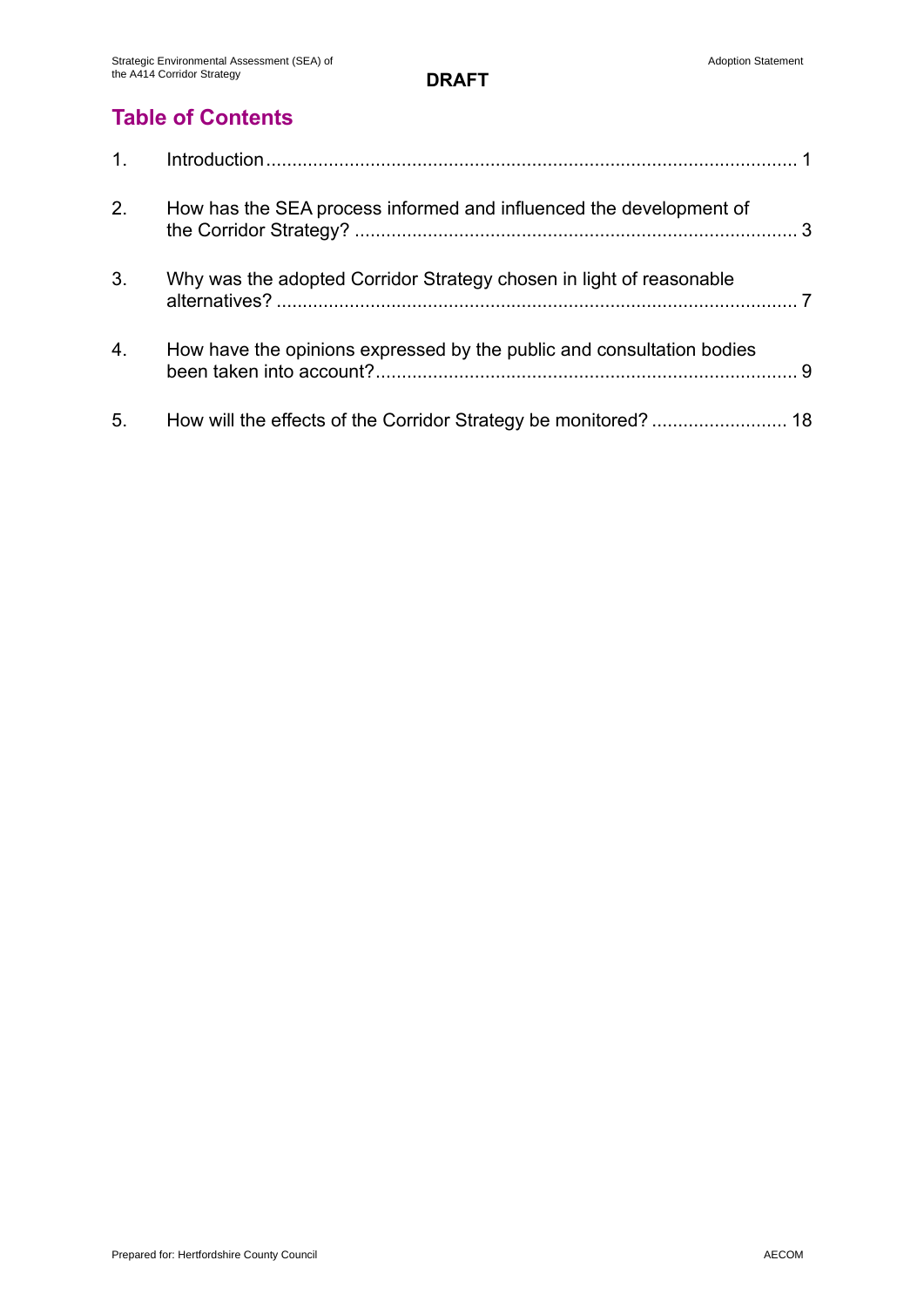**DRAFT**

## Table of Contents

1. Introduction ..... 1
2. How has the SEA process informed and influenced the development of the Corridor Strategy? ..... 3
3. Why was the adopted Corridor Strategy chosen in light of reasonable alternatives? ..... 7
4. How have the opinions expressed by the public and consultation bodies been taken into account? ..... 9
5. How will the effects of the Corridor Strategy be monitored? ..... 18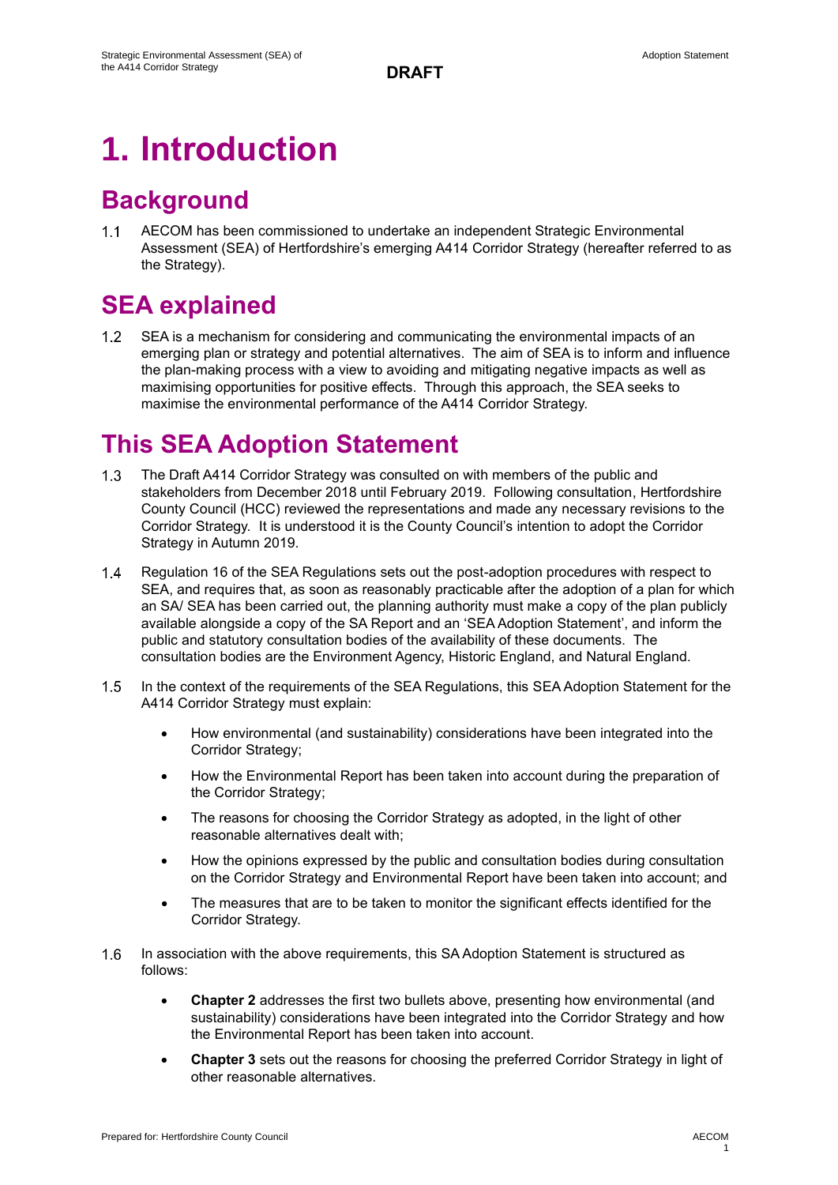DRAFT

# 1. Introduction

## Background

1.1 AECOM has been commissioned to undertake an independent Strategic Environmental Assessment (SEA) of Hertfordshire's emerging A414 Corridor Strategy (hereafter referred to as the Strategy).

## SEA explained

1.2 SEA is a mechanism for considering and communicating the environmental impacts of an emerging plan or strategy and potential alternatives. The aim of SEA is to inform and influence the plan-making process with a view to avoiding and mitigating negative impacts as well as maximising opportunities for positive effects. Through this approach, the SEA seeks to maximise the environmental performance of the A414 Corridor Strategy.

## This SEA Adoption Statement

1.3 The Draft A414 Corridor Strategy was consulted on with members of the public and stakeholders from December 2018 until February 2019. Following consultation, Hertfordshire County Council (HCC) reviewed the representations and made any necessary revisions to the Corridor Strategy. It is understood it is the County Council's intention to adopt the Corridor Strategy in Autumn 2019.

1.4 Regulation 16 of the SEA Regulations sets out the post-adoption procedures with respect to SEA, and requires that, as soon as reasonably practicable after the adoption of a plan for which an SA/ SEA has been carried out, the planning authority must make a copy of the plan publicly available alongside a copy of the SA Report and an 'SEA Adoption Statement', and inform the public and statutory consultation bodies of the availability of these documents. The consultation bodies are the Environment Agency, Historic England, and Natural England.

1.5 In the context of the requirements of the SEA Regulations, this SEA Adoption Statement for the A414 Corridor Strategy must explain:

- How environmental (and sustainability) considerations have been integrated into the Corridor Strategy;
- How the Environmental Report has been taken into account during the preparation of the Corridor Strategy;
- The reasons for choosing the Corridor Strategy as adopted, in the light of other reasonable alternatives dealt with;
- How the opinions expressed by the public and consultation bodies during consultation on the Corridor Strategy and Environmental Report have been taken into account; and
- The measures that are to be taken to monitor the significant effects identified for the Corridor Strategy.

1.6 In association with the above requirements, this SA Adoption Statement is structured as follows:

- **Chapter 2** addresses the first two bullets above, presenting how environmental (and sustainability) considerations have been integrated into the Corridor Strategy and how the Environmental Report has been taken into account.
- **Chapter 3** sets out the reasons for choosing the preferred Corridor Strategy in light of other reasonable alternatives.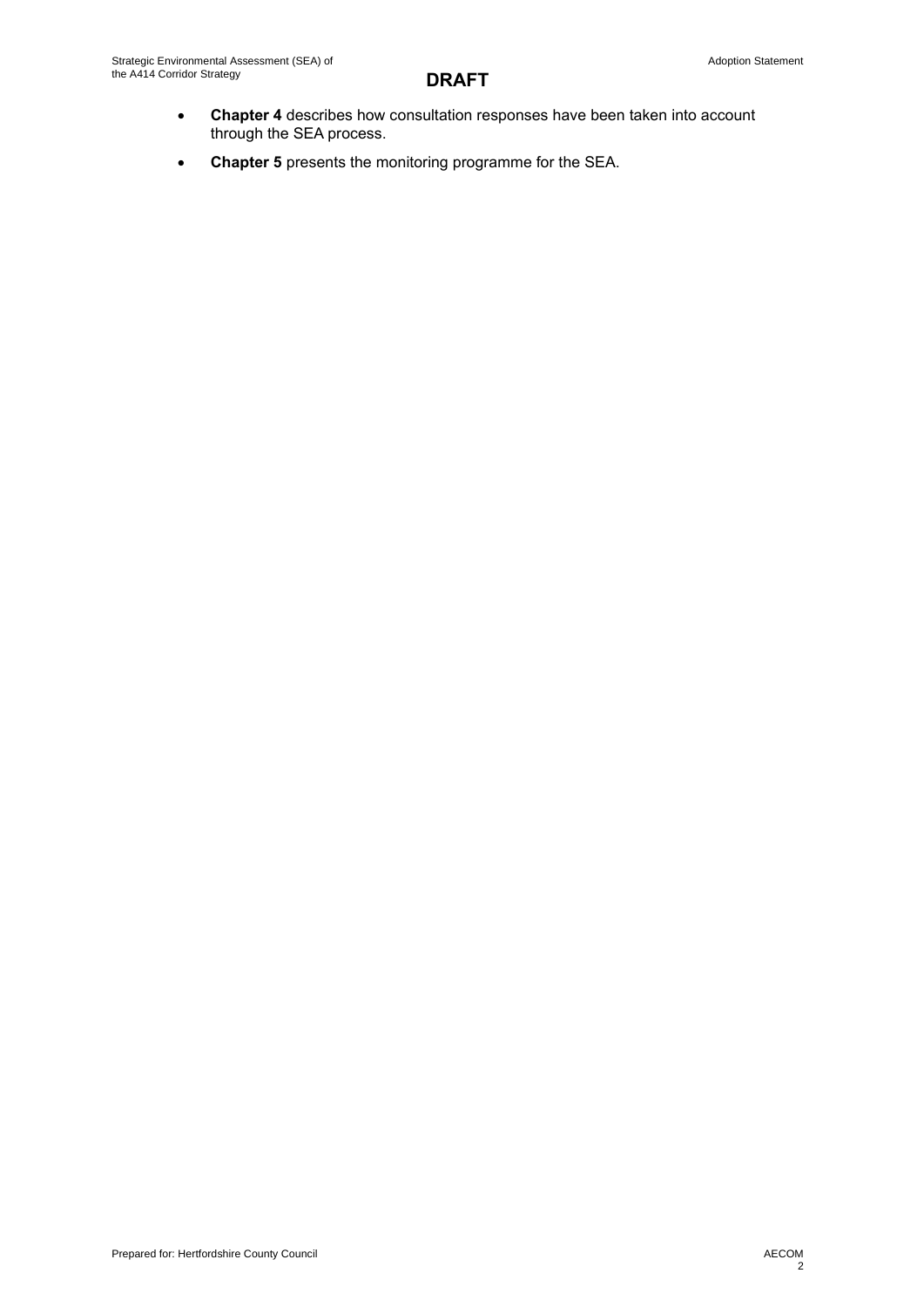- **Chapter 4** describes how consultation responses have been taken into account through the SEA process.
- **Chapter 5** presents the monitoring programme for the SEA.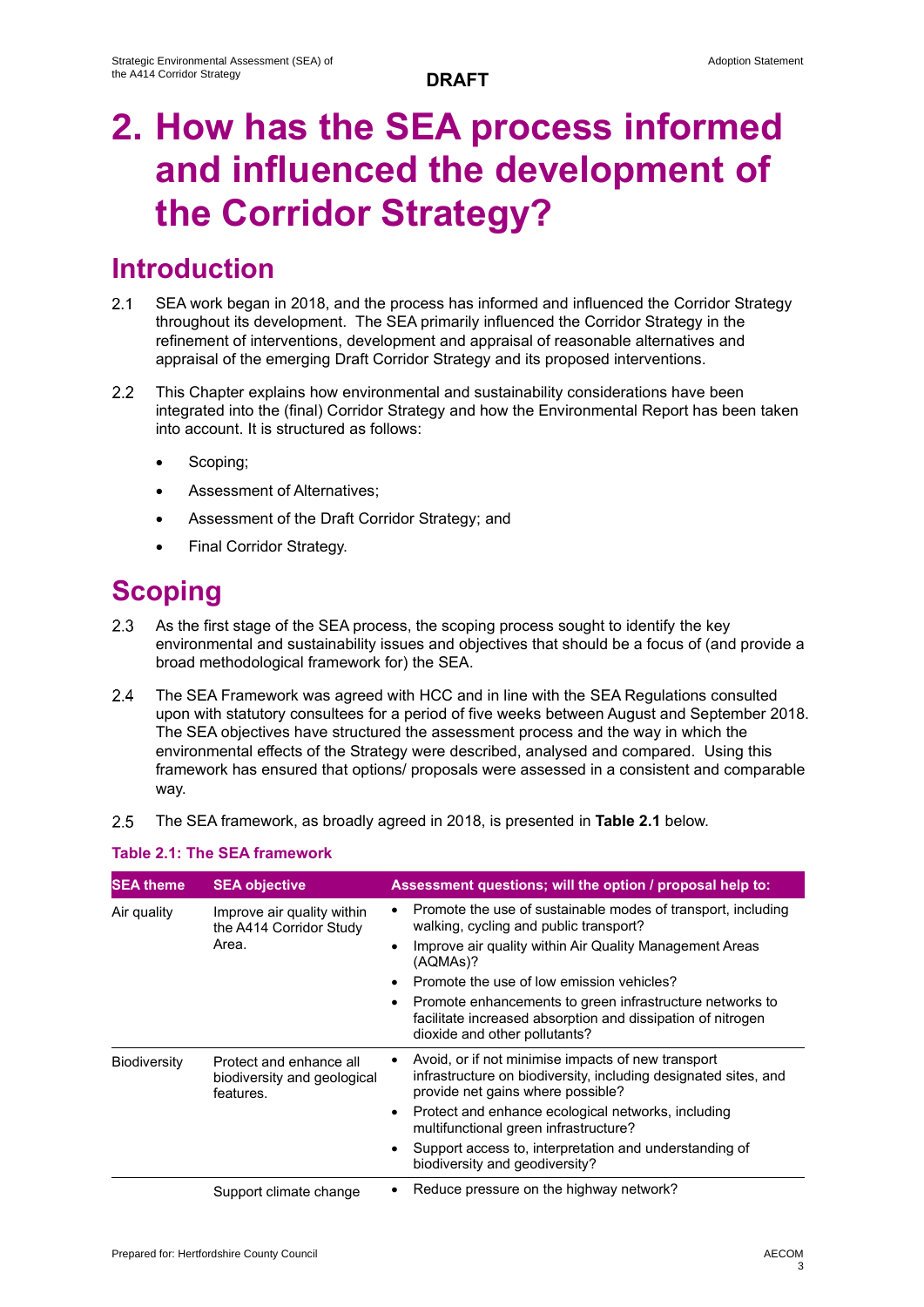DRAFT

# 2. How has the SEA process informed and influenced the development of the Corridor Strategy?

## Introduction

2.1 SEA work began in 2018, and the process has informed and influenced the Corridor Strategy throughout its development. The SEA primarily influenced the Corridor Strategy in the refinement of interventions, development and appraisal of reasonable alternatives and appraisal of the emerging Draft Corridor Strategy and its proposed interventions.

2.2 This Chapter explains how environmental and sustainability considerations have been integrated into the (final) Corridor Strategy and how the Environmental Report has been taken into account. It is structured as follows:

- Scoping;
- Assessment of Alternatives;
- Assessment of the Draft Corridor Strategy; and
- Final Corridor Strategy.

## Scoping

2.3 As the first stage of the SEA process, the scoping process sought to identify the key environmental and sustainability issues and objectives that should be a focus of (and provide a broad methodological framework for) the SEA.

2.4 The SEA Framework was agreed with HCC and in line with the SEA Regulations consulted upon with statutory consultees for a period of five weeks between August and September 2018. The SEA objectives have structured the assessment process and the way in which the environmental effects of the Strategy were described, analysed and compared. Using this framework has ensured that options/ proposals were assessed in a consistent and comparable way.

2.5 The SEA framework, as broadly agreed in 2018, is presented in **Table 2.1** below.

**Table 2.1: The SEA framework**

| SEA theme | SEA objective | Assessment questions; will the option / proposal help to: |
|---|---|---|
| Air quality | Improve air quality within the A414 Corridor Study Area. | • Promote the use of sustainable modes of transport, including walking, cycling and public transport?<br>• Improve air quality within Air Quality Management Areas (AQMAs)?<br>• Promote the use of low emission vehicles?<br>• Promote enhancements to green infrastructure networks to facilitate increased absorption and dissipation of nitrogen dioxide and other pollutants? |
| Biodiversity | Protect and enhance all biodiversity and geological features. | • Avoid, or if not minimise impacts of new transport infrastructure on biodiversity, including designated sites, and provide net gains where possible?<br>• Protect and enhance ecological networks, including multifunctional green infrastructure?<br>• Support access to, interpretation and understanding of biodiversity and geodiversity? |
| | Support climate change | • Reduce pressure on the highway network? |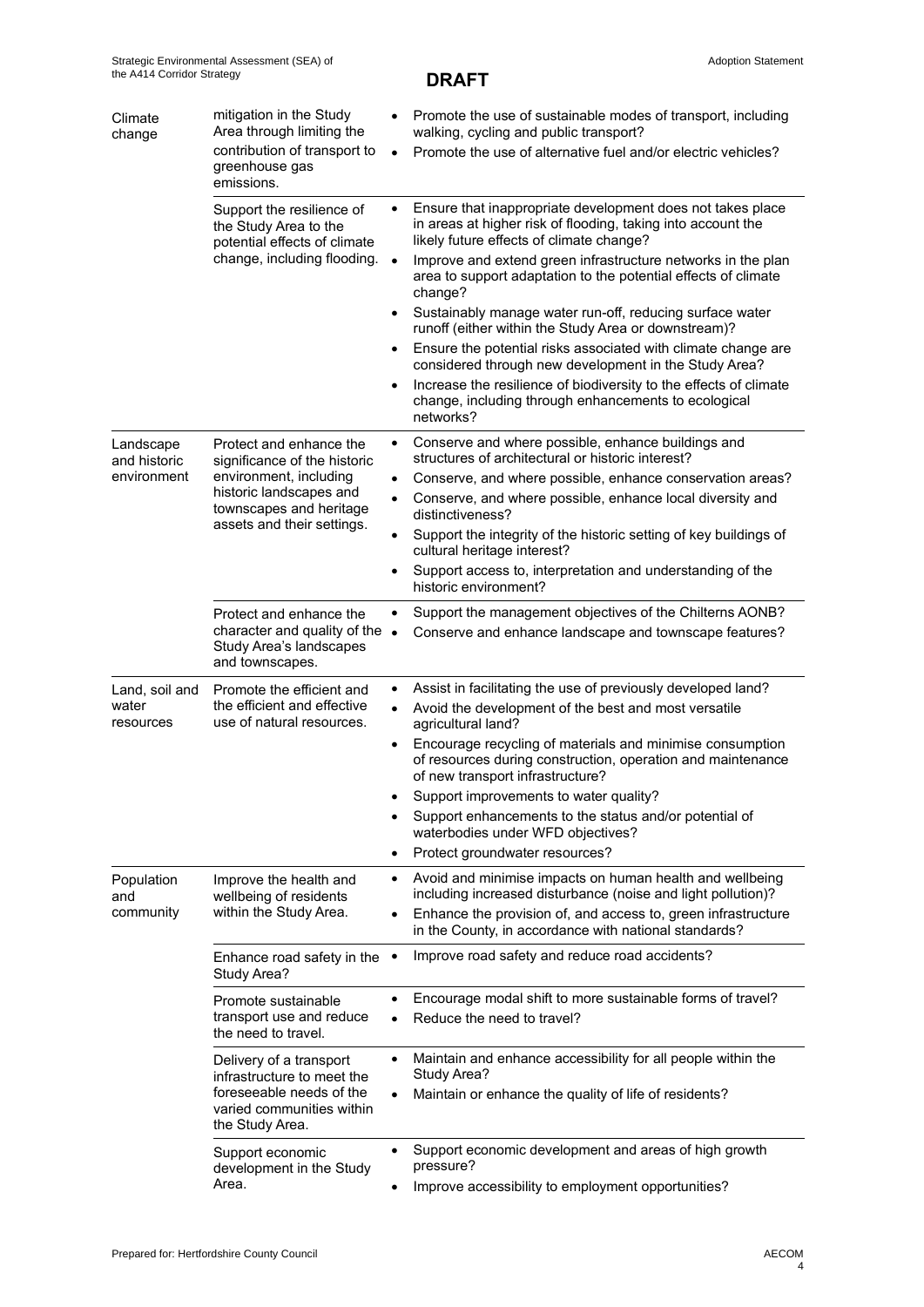**DRAFT**

| | | |
|---|---|---|
| Climate change | mitigation in the Study Area through limiting the contribution of transport to greenhouse gas emissions. | • Promote the use of sustainable modes of transport, including walking, cycling and public transport?<br>• Promote the use of alternative fuel and/or electric vehicles? |
| | Support the resilience of the Study Area to the potential effects of climate change, including flooding. | • Ensure that inappropriate development does not takes place in areas at higher risk of flooding, taking into account the likely future effects of climate change?<br>• Improve and extend green infrastructure networks in the plan area to support adaptation to the potential effects of climate change?<br>• Sustainably manage water run-off, reducing surface water runoff (either within the Study Area or downstream)?<br>• Ensure the potential risks associated with climate change are considered through new development in the Study Area?<br>• Increase the resilience of biodiversity to the effects of climate change, including through enhancements to ecological networks? |
| Landscape and historic environment | Protect and enhance the significance of the historic environment, including historic landscapes and townscapes and heritage assets and their settings. | • Conserve and where possible, enhance buildings and structures of architectural or historic interest?<br>• Conserve, and where possible, enhance conservation areas?<br>• Conserve, and where possible, enhance local diversity and distinctiveness?<br>• Support the integrity of the historic setting of key buildings of cultural heritage interest?<br>• Support access to, interpretation and understanding of the historic environment? |
| | Protect and enhance the character and quality of the Study Area's landscapes and townscapes. | • Support the management objectives of the Chilterns AONB?<br>• Conserve and enhance landscape and townscape features? |
| Land, soil and water resources | Promote the efficient and the efficient and effective use of natural resources. | • Assist in facilitating the use of previously developed land?<br>• Avoid the development of the best and most versatile agricultural land?<br>• Encourage recycling of materials and minimise consumption of resources during construction, operation and maintenance of new transport infrastructure?<br>• Support improvements to water quality?<br>• Support enhancements to the status and/or potential of waterbodies under WFD objectives?<br>• Protect groundwater resources? |
| Population and community | Improve the health and wellbeing of residents within the Study Area. | • Avoid and minimise impacts on human health and wellbeing including increased disturbance (noise and light pollution)?<br>• Enhance the provision of, and access to, green infrastructure in the County, in accordance with national standards? |
| | Enhance road safety in the Study Area? | • Improve road safety and reduce road accidents? |
| | Promote sustainable transport use and reduce the need to travel. | • Encourage modal shift to more sustainable forms of travel?<br>• Reduce the need to travel? |
| | Delivery of a transport infrastructure to meet the foreseeable needs of the varied communities within the Study Area. | • Maintain and enhance accessibility for all people within the Study Area?<br>• Maintain or enhance the quality of life of residents? |
| | Support economic development in the Study Area. | • Support economic development and areas of high growth pressure?<br>• Improve accessibility to employment opportunities? |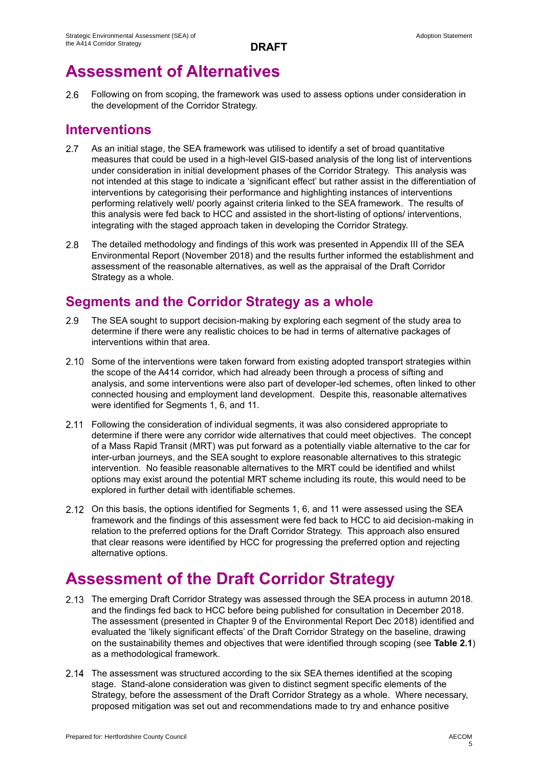# Assessment of Alternatives

2.6 Following on from scoping, the framework was used to assess options under consideration in the development of the Corridor Strategy.

## Interventions

2.7 As an initial stage, the SEA framework was utilised to identify a set of broad quantitative measures that could be used in a high-level GIS-based analysis of the long list of interventions under consideration in initial development phases of the Corridor Strategy. This analysis was not intended at this stage to indicate a 'significant effect' but rather assist in the differentiation of interventions by categorising their performance and highlighting instances of interventions performing relatively well/ poorly against criteria linked to the SEA framework. The results of this analysis were fed back to HCC and assisted in the short-listing of options/ interventions, integrating with the staged approach taken in developing the Corridor Strategy.

2.8 The detailed methodology and findings of this work was presented in Appendix III of the SEA Environmental Report (November 2018) and the results further informed the establishment and assessment of the reasonable alternatives, as well as the appraisal of the Draft Corridor Strategy as a whole.

## Segments and the Corridor Strategy as a whole

2.9 The SEA sought to support decision-making by exploring each segment of the study area to determine if there were any realistic choices to be had in terms of alternative packages of interventions within that area.

2.10 Some of the interventions were taken forward from existing adopted transport strategies within the scope of the A414 corridor, which had already been through a process of sifting and analysis, and some interventions were also part of developer-led schemes, often linked to other connected housing and employment land development. Despite this, reasonable alternatives were identified for Segments 1, 6, and 11.

2.11 Following the consideration of individual segments, it was also considered appropriate to determine if there were any corridor wide alternatives that could meet objectives. The concept of a Mass Rapid Transit (MRT) was put forward as a potentially viable alternative to the car for inter-urban journeys, and the SEA sought to explore reasonable alternatives to this strategic intervention. No feasible reasonable alternatives to the MRT could be identified and whilst options may exist around the potential MRT scheme including its route, this would need to be explored in further detail with identifiable schemes.

2.12 On this basis, the options identified for Segments 1, 6, and 11 were assessed using the SEA framework and the findings of this assessment were fed back to HCC to aid decision-making in relation to the preferred options for the Draft Corridor Strategy. This approach also ensured that clear reasons were identified by HCC for progressing the preferred option and rejecting alternative options.

# Assessment of the Draft Corridor Strategy

2.13 The emerging Draft Corridor Strategy was assessed through the SEA process in autumn 2018. and the findings fed back to HCC before being published for consultation in December 2018. The assessment (presented in Chapter 9 of the Environmental Report Dec 2018) identified and evaluated the 'likely significant effects' of the Draft Corridor Strategy on the baseline, drawing on the sustainability themes and objectives that were identified through scoping (see **Table 2.1**) as a methodological framework.

2.14 The assessment was structured according to the six SEA themes identified at the scoping stage. Stand-alone consideration was given to distinct segment specific elements of the Strategy, before the assessment of the Draft Corridor Strategy as a whole. Where necessary, proposed mitigation was set out and recommendations made to try and enhance positive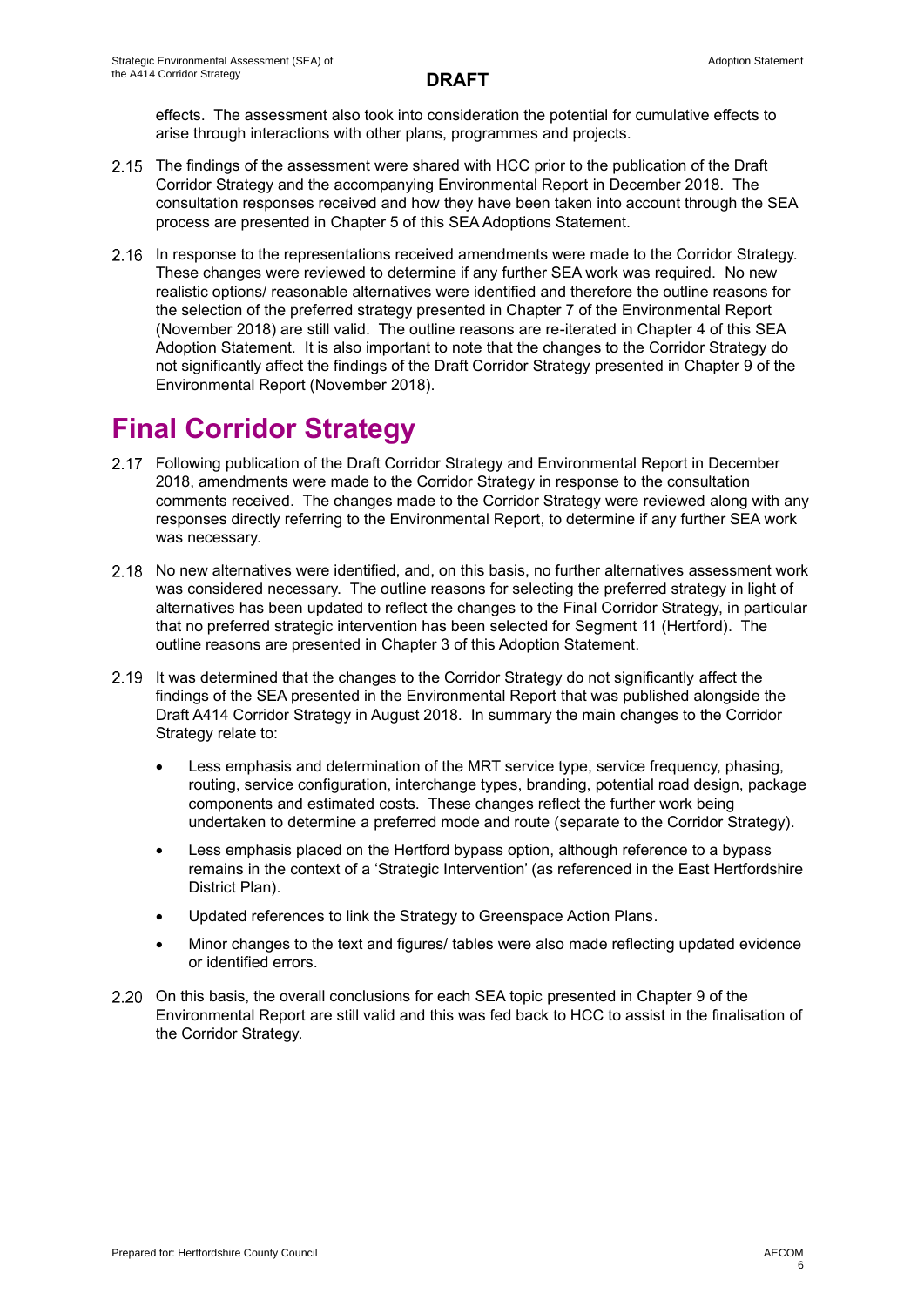effects. The assessment also took into consideration the potential for cumulative effects to arise through interactions with other plans, programmes and projects.

2.15 The findings of the assessment were shared with HCC prior to the publication of the Draft Corridor Strategy and the accompanying Environmental Report in December 2018. The consultation responses received and how they have been taken into account through the SEA process are presented in Chapter 5 of this SEA Adoptions Statement.

2.16 In response to the representations received amendments were made to the Corridor Strategy. These changes were reviewed to determine if any further SEA work was required. No new realistic options/ reasonable alternatives were identified and therefore the outline reasons for the selection of the preferred strategy presented in Chapter 7 of the Environmental Report (November 2018) are still valid. The outline reasons are re-iterated in Chapter 4 of this SEA Adoption Statement. It is also important to note that the changes to the Corridor Strategy do not significantly affect the findings of the Draft Corridor Strategy presented in Chapter 9 of the Environmental Report (November 2018).

# Final Corridor Strategy

2.17 Following publication of the Draft Corridor Strategy and Environmental Report in December 2018, amendments were made to the Corridor Strategy in response to the consultation comments received. The changes made to the Corridor Strategy were reviewed along with any responses directly referring to the Environmental Report, to determine if any further SEA work was necessary.

2.18 No new alternatives were identified, and, on this basis, no further alternatives assessment work was considered necessary. The outline reasons for selecting the preferred strategy in light of alternatives has been updated to reflect the changes to the Final Corridor Strategy, in particular that no preferred strategic intervention has been selected for Segment 11 (Hertford). The outline reasons are presented in Chapter 3 of this Adoption Statement.

2.19 It was determined that the changes to the Corridor Strategy do not significantly affect the findings of the SEA presented in the Environmental Report that was published alongside the Draft A414 Corridor Strategy in August 2018. In summary the main changes to the Corridor Strategy relate to:

- Less emphasis and determination of the MRT service type, service frequency, phasing, routing, service configuration, interchange types, branding, potential road design, package components and estimated costs. These changes reflect the further work being undertaken to determine a preferred mode and route (separate to the Corridor Strategy).
- Less emphasis placed on the Hertford bypass option, although reference to a bypass remains in the context of a 'Strategic Intervention' (as referenced in the East Hertfordshire District Plan).
- Updated references to link the Strategy to Greenspace Action Plans.
- Minor changes to the text and figures/ tables were also made reflecting updated evidence or identified errors.

2.20 On this basis, the overall conclusions for each SEA topic presented in Chapter 9 of the Environmental Report are still valid and this was fed back to HCC to assist in the finalisation of the Corridor Strategy.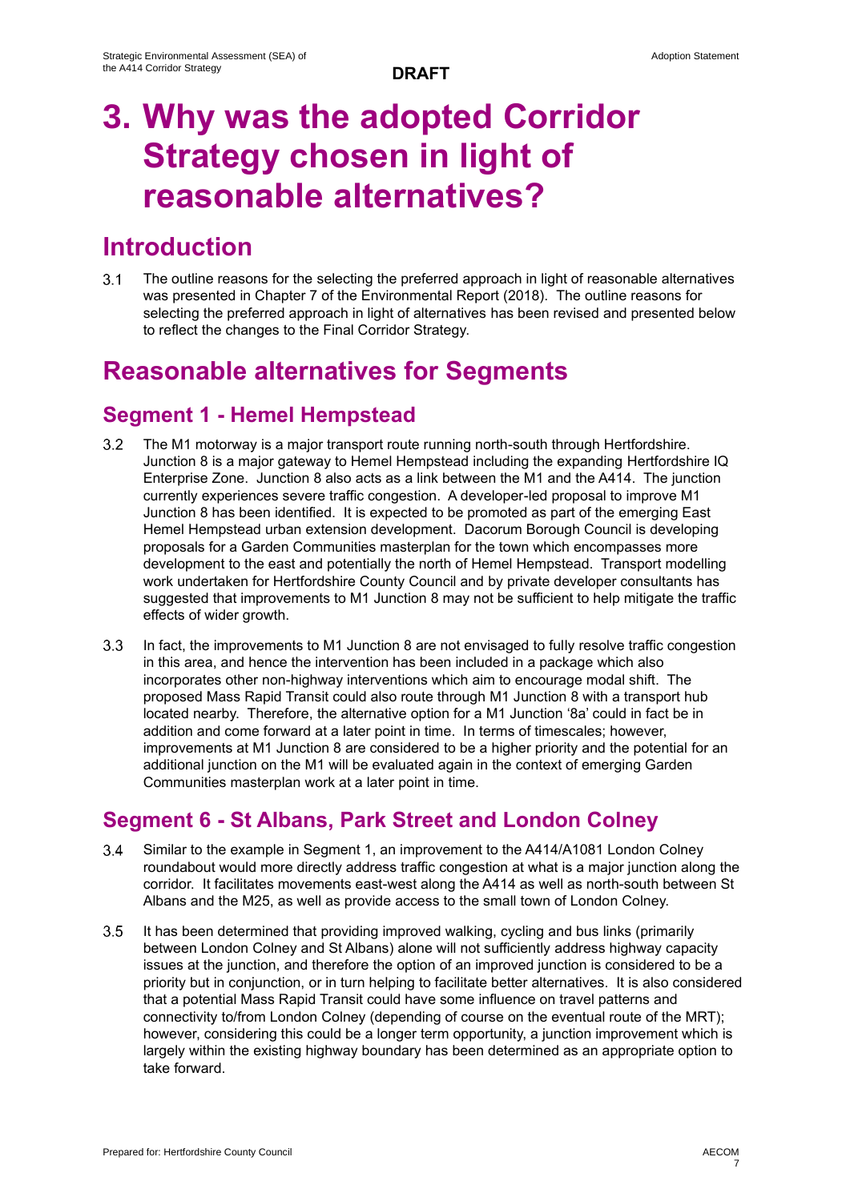# 3. Why was the adopted Corridor Strategy chosen in light of reasonable alternatives?

## Introduction

3.1 The outline reasons for the selecting the preferred approach in light of reasonable alternatives was presented in Chapter 7 of the Environmental Report (2018). The outline reasons for selecting the preferred approach in light of alternatives has been revised and presented below to reflect the changes to the Final Corridor Strategy.

## Reasonable alternatives for Segments

### Segment 1 - Hemel Hempstead

3.2 The M1 motorway is a major transport route running north-south through Hertfordshire. Junction 8 is a major gateway to Hemel Hempstead including the expanding Hertfordshire IQ Enterprise Zone. Junction 8 also acts as a link between the M1 and the A414. The junction currently experiences severe traffic congestion. A developer-led proposal to improve M1 Junction 8 has been identified. It is expected to be promoted as part of the emerging East Hemel Hempstead urban extension development. Dacorum Borough Council is developing proposals for a Garden Communities masterplan for the town which encompasses more development to the east and potentially the north of Hemel Hempstead. Transport modelling work undertaken for Hertfordshire County Council and by private developer consultants has suggested that improvements to M1 Junction 8 may not be sufficient to help mitigate the traffic effects of wider growth.

3.3 In fact, the improvements to M1 Junction 8 are not envisaged to fully resolve traffic congestion in this area, and hence the intervention has been included in a package which also incorporates other non-highway interventions which aim to encourage modal shift. The proposed Mass Rapid Transit could also route through M1 Junction 8 with a transport hub located nearby. Therefore, the alternative option for a M1 Junction '8a' could in fact be in addition and come forward at a later point in time. In terms of timescales; however, improvements at M1 Junction 8 are considered to be a higher priority and the potential for an additional junction on the M1 will be evaluated again in the context of emerging Garden Communities masterplan work at a later point in time.

### Segment 6 - St Albans, Park Street and London Colney

3.4 Similar to the example in Segment 1, an improvement to the A414/A1081 London Colney roundabout would more directly address traffic congestion at what is a major junction along the corridor. It facilitates movements east-west along the A414 as well as north-south between St Albans and the M25, as well as provide access to the small town of London Colney.

3.5 It has been determined that providing improved walking, cycling and bus links (primarily between London Colney and St Albans) alone will not sufficiently address highway capacity issues at the junction, and therefore the option of an improved junction is considered to be a priority but in conjunction, or in turn helping to facilitate better alternatives. It is also considered that a potential Mass Rapid Transit could have some influence on travel patterns and connectivity to/from London Colney (depending of course on the eventual route of the MRT); however, considering this could be a longer term opportunity, a junction improvement which is largely within the existing highway boundary has been determined as an appropriate option to take forward.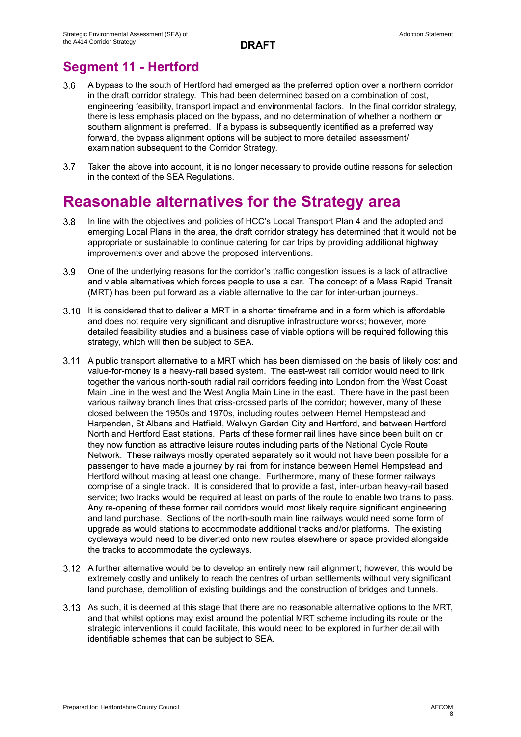## Segment 11 - Hertford

3.6 A bypass to the south of Hertford had emerged as the preferred option over a northern corridor in the draft corridor strategy. This had been determined based on a combination of cost, engineering feasibility, transport impact and environmental factors. In the final corridor strategy, there is less emphasis placed on the bypass, and no determination of whether a northern or southern alignment is preferred. If a bypass is subsequently identified as a preferred way forward, the bypass alignment options will be subject to more detailed assessment/ examination subsequent to the Corridor Strategy.

3.7 Taken the above into account, it is no longer necessary to provide outline reasons for selection in the context of the SEA Regulations.

# Reasonable alternatives for the Strategy area

3.8 In line with the objectives and policies of HCC's Local Transport Plan 4 and the adopted and emerging Local Plans in the area, the draft corridor strategy has determined that it would not be appropriate or sustainable to continue catering for car trips by providing additional highway improvements over and above the proposed interventions.

3.9 One of the underlying reasons for the corridor's traffic congestion issues is a lack of attractive and viable alternatives which forces people to use a car. The concept of a Mass Rapid Transit (MRT) has been put forward as a viable alternative to the car for inter-urban journeys.

3.10 It is considered that to deliver a MRT in a shorter timeframe and in a form which is affordable and does not require very significant and disruptive infrastructure works; however, more detailed feasibility studies and a business case of viable options will be required following this strategy, which will then be subject to SEA.

3.11 A public transport alternative to a MRT which has been dismissed on the basis of likely cost and value-for-money is a heavy-rail based system. The east-west rail corridor would need to link together the various north-south radial rail corridors feeding into London from the West Coast Main Line in the west and the West Anglia Main Line in the east. There have in the past been various railway branch lines that criss-crossed parts of the corridor; however, many of these closed between the 1950s and 1970s, including routes between Hemel Hempstead and Harpenden, St Albans and Hatfield, Welwyn Garden City and Hertford, and between Hertford North and Hertford East stations. Parts of these former rail lines have since been built on or they now function as attractive leisure routes including parts of the National Cycle Route Network. These railways mostly operated separately so it would not have been possible for a passenger to have made a journey by rail from for instance between Hemel Hempstead and Hertford without making at least one change. Furthermore, many of these former railways comprise of a single track. It is considered that to provide a fast, inter-urban heavy-rail based service; two tracks would be required at least on parts of the route to enable two trains to pass. Any re-opening of these former rail corridors would most likely require significant engineering and land purchase. Sections of the north-south main line railways would need some form of upgrade as would stations to accommodate additional tracks and/or platforms. The existing cycleways would need to be diverted onto new routes elsewhere or space provided alongside the tracks to accommodate the cycleways.

3.12 A further alternative would be to develop an entirely new rail alignment; however, this would be extremely costly and unlikely to reach the centres of urban settlements without very significant land purchase, demolition of existing buildings and the construction of bridges and tunnels.

3.13 As such, it is deemed at this stage that there are no reasonable alternative options to the MRT, and that whilst options may exist around the potential MRT scheme including its route or the strategic interventions it could facilitate, this would need to be explored in further detail with identifiable schemes that can be subject to SEA.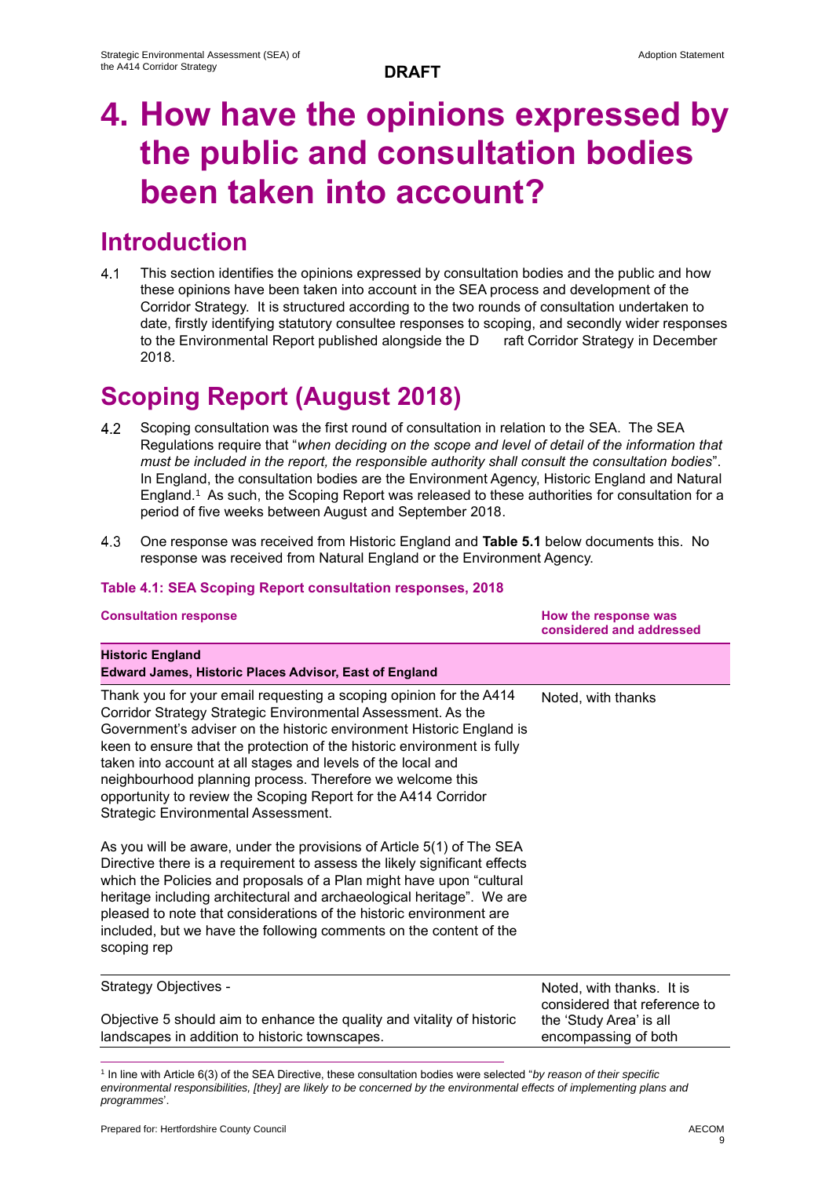**DRAFT**

# 4. How have the opinions expressed by the public and consultation bodies been taken into account?

## Introduction

4.1 This section identifies the opinions expressed by consultation bodies and the public and how these opinions have been taken into account in the SEA process and development of the Corridor Strategy. It is structured according to the two rounds of consultation undertaken to date, firstly identifying statutory consultee responses to scoping, and secondly wider responses to the Environmental Report published alongside the D raft Corridor Strategy in December 2018.

## Scoping Report (August 2018)

4.2 Scoping consultation was the first round of consultation in relation to the SEA. The SEA Regulations require that "*when deciding on the scope and level of detail of the information that must be included in the report, the responsible authority shall consult the consultation bodies*". In England, the consultation bodies are the Environment Agency, Historic England and Natural England.[1] As such, the Scoping Report was released to these authorities for consultation for a period of five weeks between August and September 2018.

4.3 One response was received from Historic England and **Table 5.1** below documents this. No response was received from Natural England or the Environment Agency.

**Table 4.1: SEA Scoping Report consultation responses, 2018**

| Consultation response | How the response was considered and addressed |
|---|---|
| **Historic England**<br>**Edward James, Historic Places Advisor, East of England** | |
| Thank you for your email requesting a scoping opinion for the A414 Corridor Strategy Strategic Environmental Assessment. As the Government's adviser on the historic environment Historic England is keen to ensure that the protection of the historic environment is fully taken into account at all stages and levels of the local and neighbourhood planning process. Therefore we welcome this opportunity to review the Scoping Report for the A414 Corridor Strategic Environmental Assessment.<br><br>As you will be aware, under the provisions of Article 5(1) of The SEA Directive there is a requirement to assess the likely significant effects which the Policies and proposals of a Plan might have upon "cultural heritage including architectural and archaeological heritage". We are pleased to note that considerations of the historic environment are included, but we have the following comments on the content of the scoping rep | Noted, with thanks |
| Strategy Objectives -<br><br>Objective 5 should aim to enhance the quality and vitality of historic landscapes in addition to historic townscapes. | Noted, with thanks. It is considered that reference to the 'Study Area' is all encompassing of both |

[1] In line with Article 6(3) of the SEA Directive, these consultation bodies were selected "*by reason of their specific environmental responsibilities, [they] are likely to be concerned by the environmental effects of implementing plans and programmes*".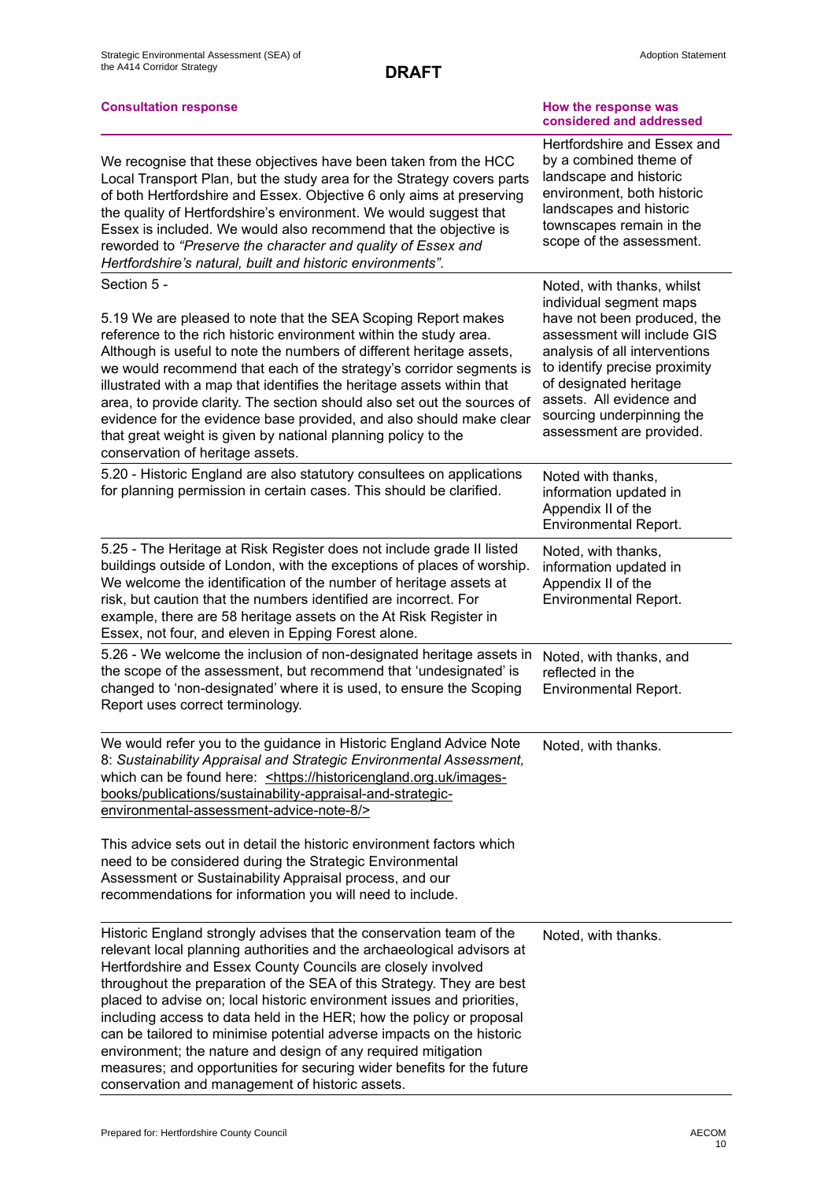**DRAFT**

| Consultation response | How the response was considered and addressed |
|---|---|
| We recognise that these objectives have been taken from the HCC Local Transport Plan, but the study area for the Strategy covers parts of both Hertfordshire and Essex. Objective 6 only aims at preserving the quality of Hertfordshire's environment. We would suggest that Essex is included. We would also recommend that the objective is reworded to *"Preserve the character and quality of Essex and Hertfordshire's natural, built and historic environments".* | Hertfordshire and Essex and by a combined theme of landscape and historic environment, both historic landscapes and historic townscapes remain in the scope of the assessment. |
| Section 5 - <br><br> 5.19 We are pleased to note that the SEA Scoping Report makes reference to the rich historic environment within the study area. Although is useful to note the numbers of different heritage assets, we would recommend that each of the strategy's corridor segments is illustrated with a map that identifies the heritage assets within that area, to provide clarity. The section should also set out the sources of evidence for the evidence base provided, and also should make clear that great weight is given by national planning policy to the conservation of heritage assets. | Noted, with thanks, whilst individual segment maps have not been produced, the assessment will include GIS analysis of all interventions to identify precise proximity of designated heritage assets. All evidence and sourcing underpinning the assessment are provided. |
| 5.20 - Historic England are also statutory consultees on applications for planning permission in certain cases. This should be clarified. | Noted with thanks, information updated in Appendix II of the Environmental Report. |
| 5.25 - The Heritage at Risk Register does not include grade II listed buildings outside of London, with the exceptions of places of worship. We welcome the identification of the number of heritage assets at risk, but caution that the numbers identified are incorrect. For example, there are 58 heritage assets on the At Risk Register in Essex, not four, and eleven in Epping Forest alone. | Noted, with thanks, information updated in Appendix II of the Environmental Report. |
| 5.26 - We welcome the inclusion of non-designated heritage assets in the scope of the assessment, but recommend that 'undesignated' is changed to 'non-designated' where it is used, to ensure the Scoping Report uses correct terminology. | Noted, with thanks, and reflected in the Environmental Report. |
| We would refer you to the guidance in Historic England Advice Note 8: *Sustainability Appraisal and Strategic Environmental Assessment,* which can be found here: <https://historicengland.org.uk/images-books/publications/sustainability-appraisal-and-strategic-environmental-assessment-advice-note-8/> <br><br> This advice sets out in detail the historic environment factors which need to be considered during the Strategic Environmental Assessment or Sustainability Appraisal process, and our recommendations for information you will need to include. | Noted, with thanks. |
| Historic England strongly advises that the conservation team of the relevant local planning authorities and the archaeological advisors at Hertfordshire and Essex County Councils are closely involved throughout the preparation of the SEA of this Strategy. They are best placed to advise on; local historic environment issues and priorities, including access to data held in the HER; how the policy or proposal can be tailored to minimise potential adverse impacts on the historic environment; the nature and design of any required mitigation measures; and opportunities for securing wider benefits for the future conservation and management of historic assets. | Noted, with thanks. |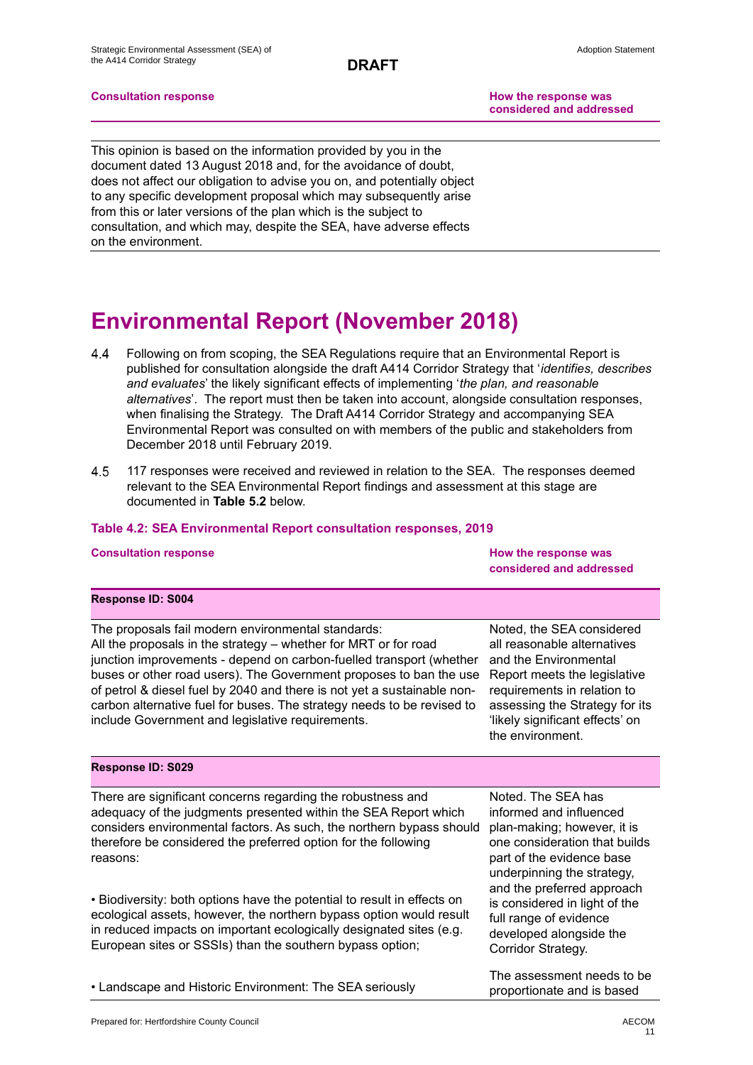| Consultation response | How the response was considered and addressed |
|---|---|
| This opinion is based on the information provided by you in the document dated 13 August 2018 and, for the avoidance of doubt, does not affect our obligation to advise you on, and potentially object to any specific development proposal which may subsequently arise from this or later versions of the plan which is the subject to consultation, and which may, despite the SEA, have adverse effects on the environment. | |

# Environmental Report (November 2018)

4.4 Following on from scoping, the SEA Regulations require that an Environmental Report is published for consultation alongside the draft A414 Corridor Strategy that '*identifies, describes and evaluates*' the likely significant effects of implementing '*the plan, and reasonable alternatives*'. The report must then be taken into account, alongside consultation responses, when finalising the Strategy. The Draft A414 Corridor Strategy and accompanying SEA Environmental Report was consulted on with members of the public and stakeholders from December 2018 until February 2019.

4.5 117 responses were received and reviewed in relation to the SEA. The responses deemed relevant to the SEA Environmental Report findings and assessment at this stage are documented in **Table 5.2** below.

**Table 4.2: SEA Environmental Report consultation responses, 2019**

| Consultation response | How the response was considered and addressed |
|---|---|
| **Response ID: S004** | |
| The proposals fail modern environmental standards:<br>All the proposals in the strategy – whether for MRT or for road junction improvements - depend on carbon-fuelled transport (whether buses or other road users). The Government proposes to ban the use of petrol & diesel fuel by 2040 and there is not yet a sustainable non-carbon alternative fuel for buses. The strategy needs to be revised to include Government and legislative requirements. | Noted, the SEA considered all reasonable alternatives and the Environmental Report meets the legislative requirements in relation to assessing the Strategy for its 'likely significant effects' on the environment. |
| **Response ID: S029** | |
| There are significant concerns regarding the robustness and adequacy of the judgments presented within the SEA Report which considers environmental factors. As such, the northern bypass should therefore be considered the preferred option for the following reasons:<br><br>• Biodiversity: both options have the potential to result in effects on ecological assets, however, the northern bypass option would result in reduced impacts on important ecologically designated sites (e.g. European sites or SSSIs) than the southern bypass option;<br><br>• Landscape and Historic Environment: The SEA seriously | Noted. The SEA has informed and influenced plan-making; however, it is one consideration that builds part of the evidence base underpinning the strategy, and the preferred approach is considered in light of the full range of evidence developed alongside the Corridor Strategy.<br><br>The assessment needs to be proportionate and is based |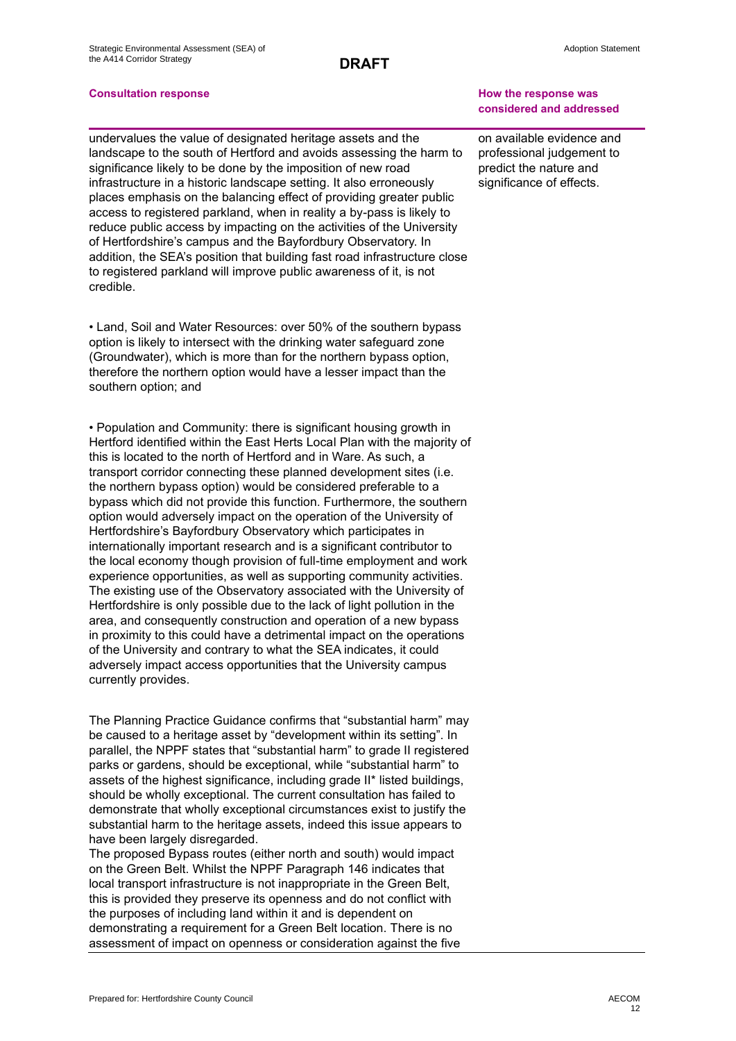**DRAFT**

| Consultation response | How the response was considered and addressed |
| --- | --- |
| undervalues the value of designated heritage assets and the landscape to the south of Hertford and avoids assessing the harm to significance likely to be done by the imposition of new road infrastructure in a historic landscape setting. It also erroneously places emphasis on the balancing effect of providing greater public access to registered parkland, when in reality a by-pass is likely to reduce public access by impacting on the activities of the University of Hertfordshire's campus and the Bayfordbury Observatory. In addition, the SEA's position that building fast road infrastructure close to registered parkland will improve public awareness of it, is not credible.<br><br>• Land, Soil and Water Resources: over 50% of the southern bypass option is likely to intersect with the drinking water safeguard zone (Groundwater), which is more than for the northern bypass option, therefore the northern option would have a lesser impact than the southern option; and<br><br>• Population and Community: there is significant housing growth in Hertford identified within the East Herts Local Plan with the majority of this is located to the north of Hertford and in Ware. As such, a transport corridor connecting these planned development sites (i.e. the northern bypass option) would be considered preferable to a bypass which did not provide this function. Furthermore, the southern option would adversely impact on the operation of the University of Hertfordshire's Bayfordbury Observatory which participates in internationally important research and is a significant contributor to the local economy though provision of full-time employment and work experience opportunities, as well as supporting community activities. The existing use of the Observatory associated with the University of Hertfordshire is only possible due to the lack of light pollution in the area, and consequently construction and operation of a new bypass in proximity to this could have a detrimental impact on the operations of the University and contrary to what the SEA indicates, it could adversely impact access opportunities that the University campus currently provides.<br><br>The Planning Practice Guidance confirms that "substantial harm" may be caused to a heritage asset by "development within its setting". In parallel, the NPPF states that "substantial harm" to grade II registered parks or gardens, should be exceptional, while "substantial harm" to assets of the highest significance, including grade II* listed buildings, should be wholly exceptional. The current consultation has failed to demonstrate that wholly exceptional circumstances exist to justify the substantial harm to the heritage assets, indeed this issue appears to have been largely disregarded.<br>The proposed Bypass routes (either north and south) would impact on the Green Belt. Whilst the NPPF Paragraph 146 indicates that local transport infrastructure is not inappropriate in the Green Belt, this is provided they preserve its openness and do not conflict with the purposes of including land within it and is dependent on demonstrating a requirement for a Green Belt location. There is no assessment of impact on openness or consideration against the five | on available evidence and professional judgement to predict the nature and significance of effects. |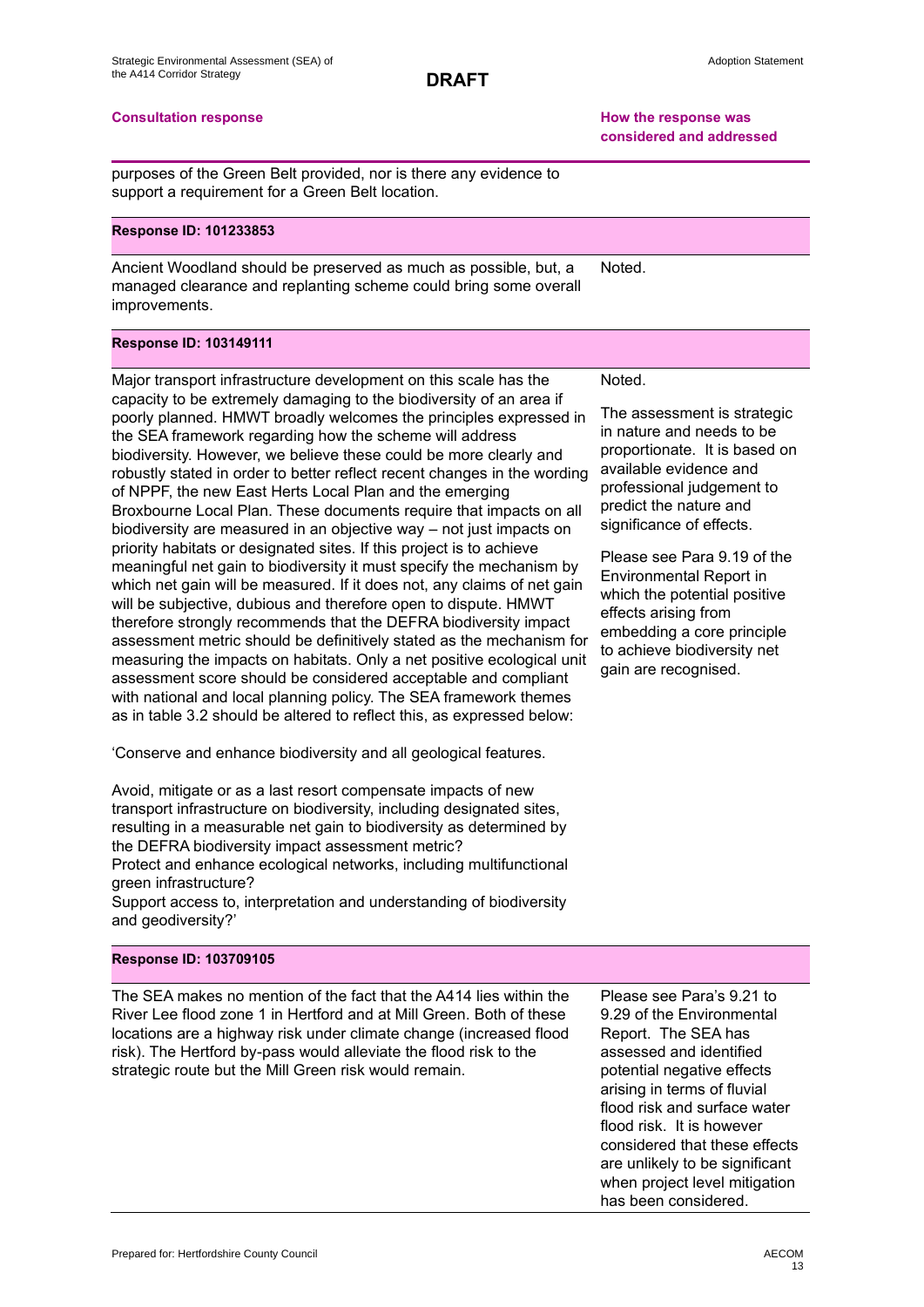| Consultation response | How the response was considered and addressed |
| --- | --- |
| purposes of the Green Belt provided, nor is there any evidence to support a requirement for a Green Belt location. | |
| **Response ID: 101233853** | |
| Ancient Woodland should be preserved as much as possible, but, a managed clearance and replanting scheme could bring some overall improvements. | Noted. |
| **Response ID: 103149111** | |
| Major transport infrastructure development on this scale has the capacity to be extremely damaging to the biodiversity of an area if poorly planned. HMWT broadly welcomes the principles expressed in the SEA framework regarding how the scheme will address biodiversity. However, we believe these could be more clearly and robustly stated in order to better reflect recent changes in the wording of NPPF, the new East Herts Local Plan and the emerging Broxbourne Local Plan. These documents require that impacts on all biodiversity are measured in an objective way – not just impacts on priority habitats or designated sites. If this project is to achieve meaningful net gain to biodiversity it must specify the mechanism by which net gain will be measured. If it does not, any claims of net gain will be subjective, dubious and therefore open to dispute. HMWT therefore strongly recommends that the DEFRA biodiversity impact assessment metric should be definitively stated as the mechanism for measuring the impacts on habitats. Only a net positive ecological unit assessment score should be considered acceptable and compliant with national and local planning policy. The SEA framework themes as in table 3.2 should be altered to reflect this, as expressed below:<br><br>'Conserve and enhance biodiversity and all geological features.<br><br>Avoid, mitigate or as a last resort compensate impacts of new transport infrastructure on biodiversity, including designated sites, resulting in a measurable net gain to biodiversity as determined by the DEFRA biodiversity impact assessment metric?<br>Protect and enhance ecological networks, including multifunctional green infrastructure?<br>Support access to, interpretation and understanding of biodiversity and geodiversity?' | Noted.<br><br>The assessment is strategic in nature and needs to be proportionate. It is based on available evidence and professional judgement to predict the nature and significance of effects.<br><br>Please see Para 9.19 of the Environmental Report in which the potential positive effects arising from embedding a core principle to achieve biodiversity net gain are recognised. |
| **Response ID: 103709105** | |
| The SEA makes no mention of the fact that the A414 lies within the River Lee flood zone 1 in Hertford and at Mill Green. Both of these locations are a highway risk under climate change (increased flood risk). The Hertford by-pass would alleviate the flood risk to the strategic route but the Mill Green risk would remain. | Please see Para's 9.21 to 9.29 of the Environmental Report. The SEA has assessed and identified potential negative effects arising in terms of fluvial flood risk and surface water flood risk. It is however considered that these effects are unlikely to be significant when project level mitigation has been considered. |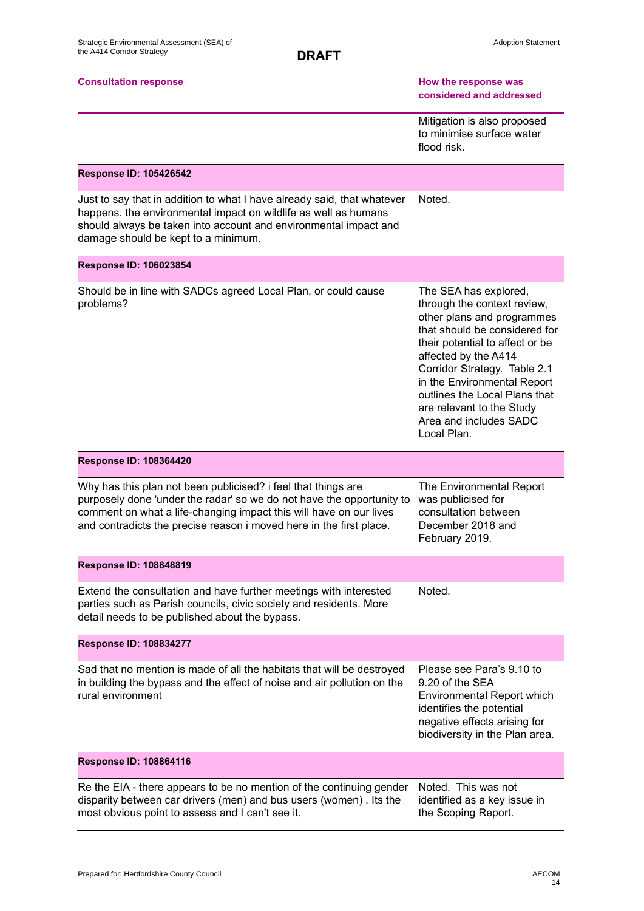**DRAFT**

| Consultation response | How the response was considered and addressed |
|---|---|
| | Mitigation is also proposed to minimise surface water flood risk. |
| **Response ID: 105426542** | |
| Just to say that in addition to what I have already said, that whatever happens. the environmental impact on wildlife as well as humans should always be taken into account and environmental impact and damage should be kept to a minimum. | Noted. |
| **Response ID: 106023854** | |
| Should be in line with SADCs agreed Local Plan, or could cause problems? | The SEA has explored, through the context review, other plans and programmes that should be considered for their potential to affect or be affected by the A414 Corridor Strategy. Table 2.1 in the Environmental Report outlines the Local Plans that are relevant to the Study Area and includes SADC Local Plan. |
| **Response ID: 108364420** | |
| Why has this plan not been publicised? i feel that things are purposely done 'under the radar' so we do not have the opportunity to comment on what a life-changing impact this will have on our lives and contradicts the precise reason i moved here in the first place. | The Environmental Report was publicised for consultation between December 2018 and February 2019. |
| **Response ID: 108848819** | |
| Extend the consultation and have further meetings with interested parties such as Parish councils, civic society and residents. More detail needs to be published about the bypass. | Noted. |
| **Response ID: 108834277** | |
| Sad that no mention is made of all the habitats that will be destroyed in building the bypass and the effect of noise and air pollution on the rural environment | Please see Para's 9.10 to 9.20 of the SEA Environmental Report which identifies the potential negative effects arising for biodiversity in the Plan area. |
| **Response ID: 108864116** | |
| Re the EIA - there appears to be no mention of the continuing gender disparity between car drivers (men) and bus users (women) . Its the most obvious point to assess and I can't see it. | Noted. This was not identified as a key issue in the Scoping Report. |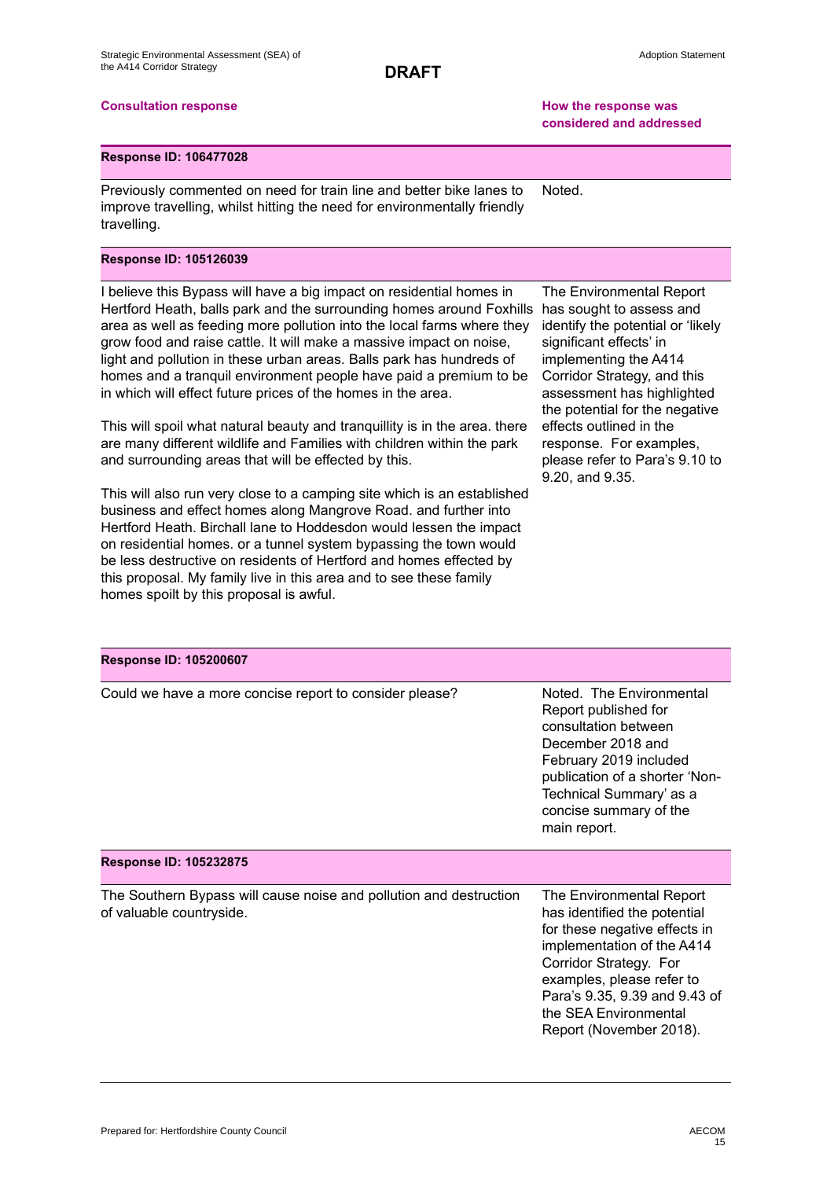**DRAFT**

| Consultation response | How the response was considered and addressed |
|---|---|
| **Response ID: 106477028** | |
| Previously commented on need for train line and better bike lanes to improve travelling, whilst hitting the need for environmentally friendly travelling. | Noted. |
| **Response ID: 105126039** | |
| I believe this Bypass will have a big impact on residential homes in Hertford Heath, balls park and the surrounding homes around Foxhills area as well as feeding more pollution into the local farms where they grow food and raise cattle. It will make a massive impact on noise, light and pollution in these urban areas. Balls park has hundreds of homes and a tranquil environment people have paid a premium to be in which will effect future prices of the homes in the area.<br><br>This will spoil what natural beauty and tranquillity is in the area. there are many different wildlife and Families with children within the park and surrounding areas that will be effected by this.<br><br>This will also run very close to a camping site which is an established business and effect homes along Mangrove Road. and further into Hertford Heath. Birchall lane to Hoddesdon would lessen the impact on residential homes. or a tunnel system bypassing the town would be less destructive on residents of Hertford and homes effected by this proposal. My family live in this area and to see these family homes spoilt by this proposal is awful. | The Environmental Report has sought to assess and identify the potential or 'likely significant effects' in implementing the A414 Corridor Strategy, and this assessment has highlighted the potential for the negative effects outlined in the response. For examples, please refer to Para's 9.10 to 9.20, and 9.35. |
| **Response ID: 105200607** | |
| Could we have a more concise report to consider please? | Noted. The Environmental Report published for consultation between December 2018 and February 2019 included publication of a shorter 'Non-Technical Summary' as a concise summary of the main report. |
| **Response ID: 105232875** | |
| The Southern Bypass will cause noise and pollution and destruction of valuable countryside. | The Environmental Report has identified the potential for these negative effects in implementation of the A414 Corridor Strategy. For examples, please refer to Para's 9.35, 9.39 and 9.43 of the SEA Environmental Report (November 2018). |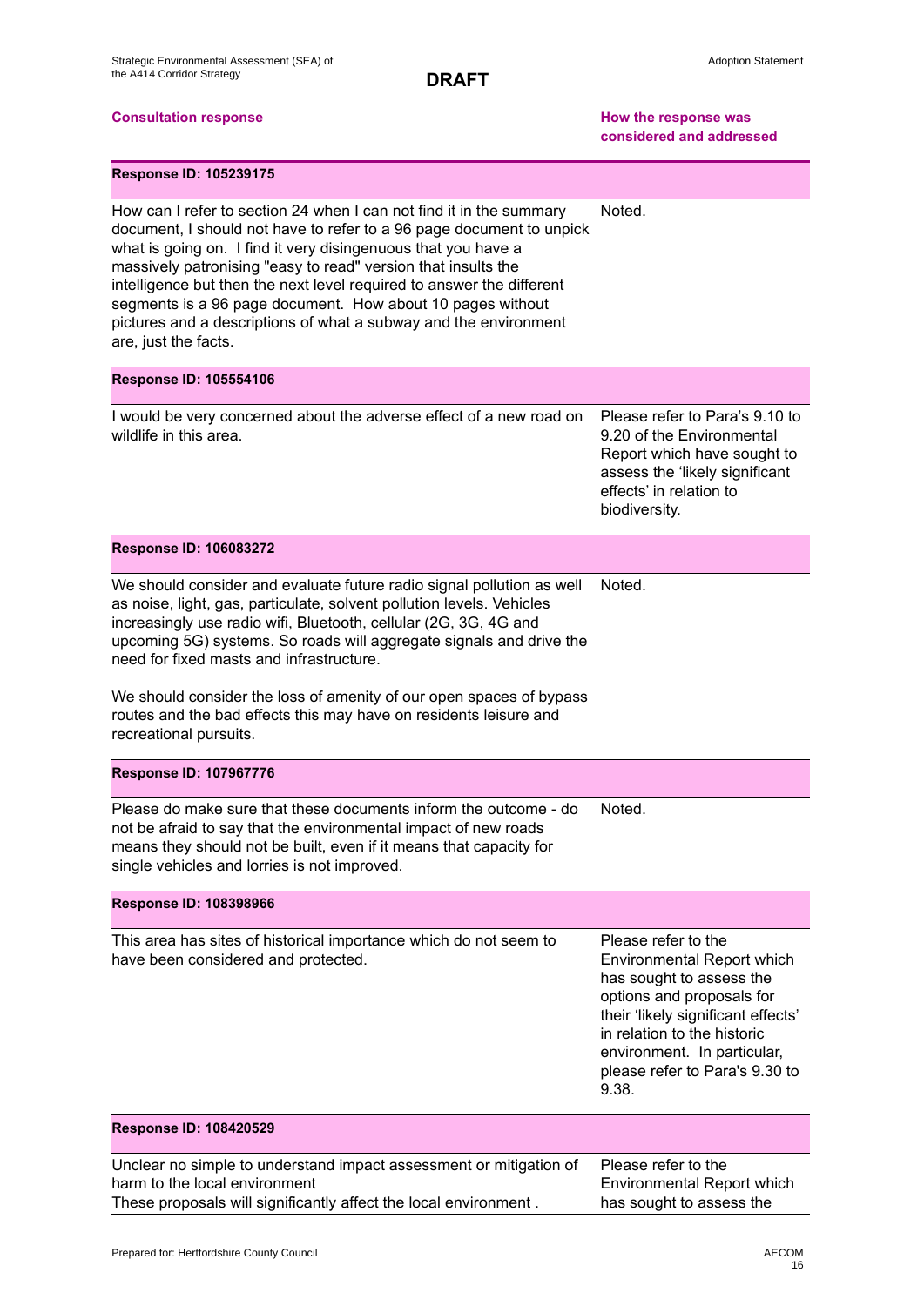**DRAFT**

| Consultation response | How the response was considered and addressed |
|---|---|
| **Response ID: 105239175** | |
| How can I refer to section 24 when I can not find it in the summary document, I should not have to refer to a 96 page document to unpick what is going on. I find it very disingenuous that you have a massively patronising "easy to read" version that insults the intelligence but then the next level required to answer the different segments is a 96 page document. How about 10 pages without pictures and a descriptions of what a subway and the environment are, just the facts. | Noted. |
| **Response ID: 105554106** | |
| I would be very concerned about the adverse effect of a new road on wildlife in this area. | Please refer to Para's 9.10 to 9.20 of the Environmental Report which have sought to assess the 'likely significant effects' in relation to biodiversity. |
| **Response ID: 106083272** | |
| We should consider and evaluate future radio signal pollution as well as noise, light, gas, particulate, solvent pollution levels. Vehicles increasingly use radio wifi, Bluetooth, cellular (2G, 3G, 4G and upcoming 5G) systems. So roads will aggregate signals and drive the need for fixed masts and infrastructure.<br><br>We should consider the loss of amenity of our open spaces of bypass routes and the bad effects this may have on residents leisure and recreational pursuits. | Noted. |
| **Response ID: 107967776** | |
| Please do make sure that these documents inform the outcome - do not be afraid to say that the environmental impact of new roads means they should not be built, even if it means that capacity for single vehicles and lorries is not improved. | Noted. |
| **Response ID: 108398966** | |
| This area has sites of historical importance which do not seem to have been considered and protected. | Please refer to the Environmental Report which has sought to assess the options and proposals for their 'likely significant effects' in relation to the historic environment. In particular, please refer to Para's 9.30 to 9.38. |
| **Response ID: 108420529** | |
| Unclear no simple to understand impact assessment or mitigation of harm to the local environment<br>These proposals will significantly affect the local environment . | Please refer to the Environmental Report which has sought to assess the |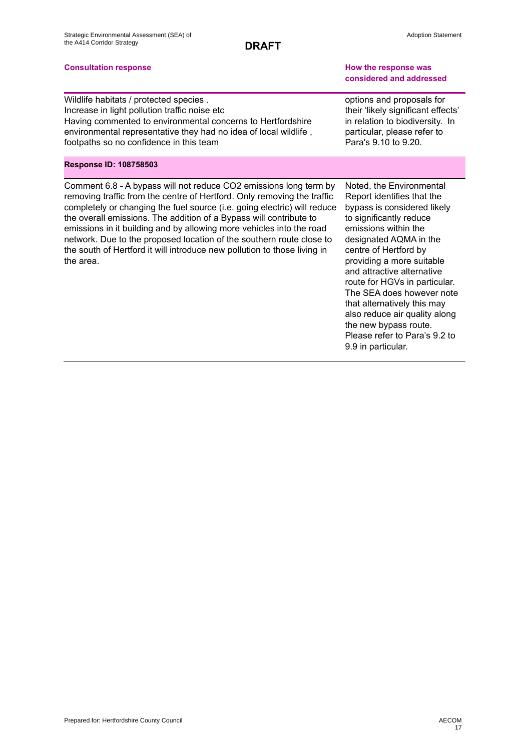**DRAFT**

| Consultation response | How the response was considered and addressed |
|---|---|
| Wildlife habitats / protected species .<br>Increase in light pollution traffic noise etc<br>Having commented to environmental concerns to Hertfordshire environmental representative they had no idea of local wildlife , footpaths so no confidence in this team | options and proposals for their 'likely significant effects' in relation to biodiversity. In particular, please refer to Para's 9.10 to 9.20. |
| **Response ID: 108758503** | |
| Comment 6.8 - A bypass will not reduce $CO_2$ emissions long term by removing traffic from the centre of Hertford. Only removing the traffic completely or changing the fuel source (i.e. going electric) will reduce the overall emissions. The addition of a Bypass will contribute to emissions in it building and by allowing more vehicles into the road network. Due to the proposed location of the southern route close to the south of Hertford it will introduce new pollution to those living in the area. | Noted, the Environmental Report identifies that the bypass is considered likely to significantly reduce emissions within the designated AQMA in the centre of Hertford by providing a more suitable and attractive alternative route for HGVs in particular. The SEA does however note that alternatively this may also reduce air quality along the new bypass route. Please refer to Para's 9.2 to 9.9 in particular. |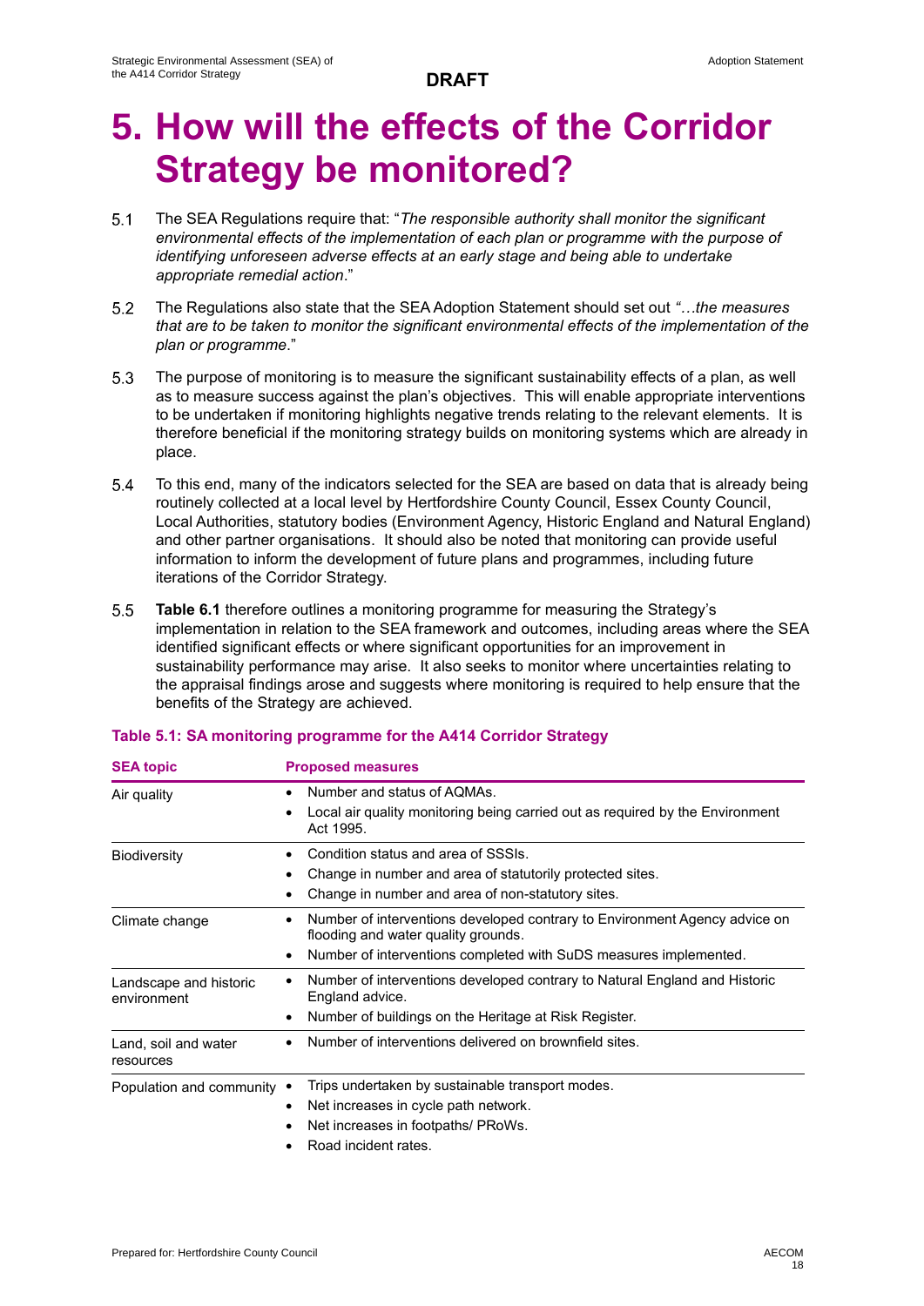**DRAFT**

# 5. How will the effects of the Corridor Strategy be monitored?

5.1 The SEA Regulations require that: "*The responsible authority shall monitor the significant environmental effects of the implementation of each plan or programme with the purpose of identifying unforeseen adverse effects at an early stage and being able to undertake appropriate remedial action*."

5.2 The Regulations also state that the SEA Adoption Statement should set out *"…the measures that are to be taken to monitor the significant environmental effects of the implementation of the plan or programme*."

5.3 The purpose of monitoring is to measure the significant sustainability effects of a plan, as well as to measure success against the plan's objectives. This will enable appropriate interventions to be undertaken if monitoring highlights negative trends relating to the relevant elements. It is therefore beneficial if the monitoring strategy builds on monitoring systems which are already in place.

5.4 To this end, many of the indicators selected for the SEA are based on data that is already being routinely collected at a local level by Hertfordshire County Council, Essex County Council, Local Authorities, statutory bodies (Environment Agency, Historic England and Natural England) and other partner organisations. It should also be noted that monitoring can provide useful information to inform the development of future plans and programmes, including future iterations of the Corridor Strategy.

5.5 **Table 6.1** therefore outlines a monitoring programme for measuring the Strategy's implementation in relation to the SEA framework and outcomes, including areas where the SEA identified significant effects or where significant opportunities for an improvement in sustainability performance may arise. It also seeks to monitor where uncertainties relating to the appraisal findings arose and suggests where monitoring is required to help ensure that the benefits of the Strategy are achieved.

**Table 5.1: SA monitoring programme for the A414 Corridor Strategy**

| SEA topic | Proposed measures |
|---|---|
| Air quality | • Number and status of AQMAs.<br>• Local air quality monitoring being carried out as required by the Environment Act 1995. |
| Biodiversity | • Condition status and area of SSSIs.<br>• Change in number and area of statutorily protected sites.<br>• Change in number and area of non-statutory sites. |
| Climate change | • Number of interventions developed contrary to Environment Agency advice on flooding and water quality grounds.<br>• Number of interventions completed with SuDS measures implemented. |
| Landscape and historic environment | • Number of interventions developed contrary to Natural England and Historic England advice.<br>• Number of buildings on the Heritage at Risk Register. |
| Land, soil and water resources | • Number of interventions delivered on brownfield sites. |
| Population and community | • Trips undertaken by sustainable transport modes.<br>• Net increases in cycle path network.<br>• Net increases in footpaths/ PRoWs.<br>• Road incident rates. |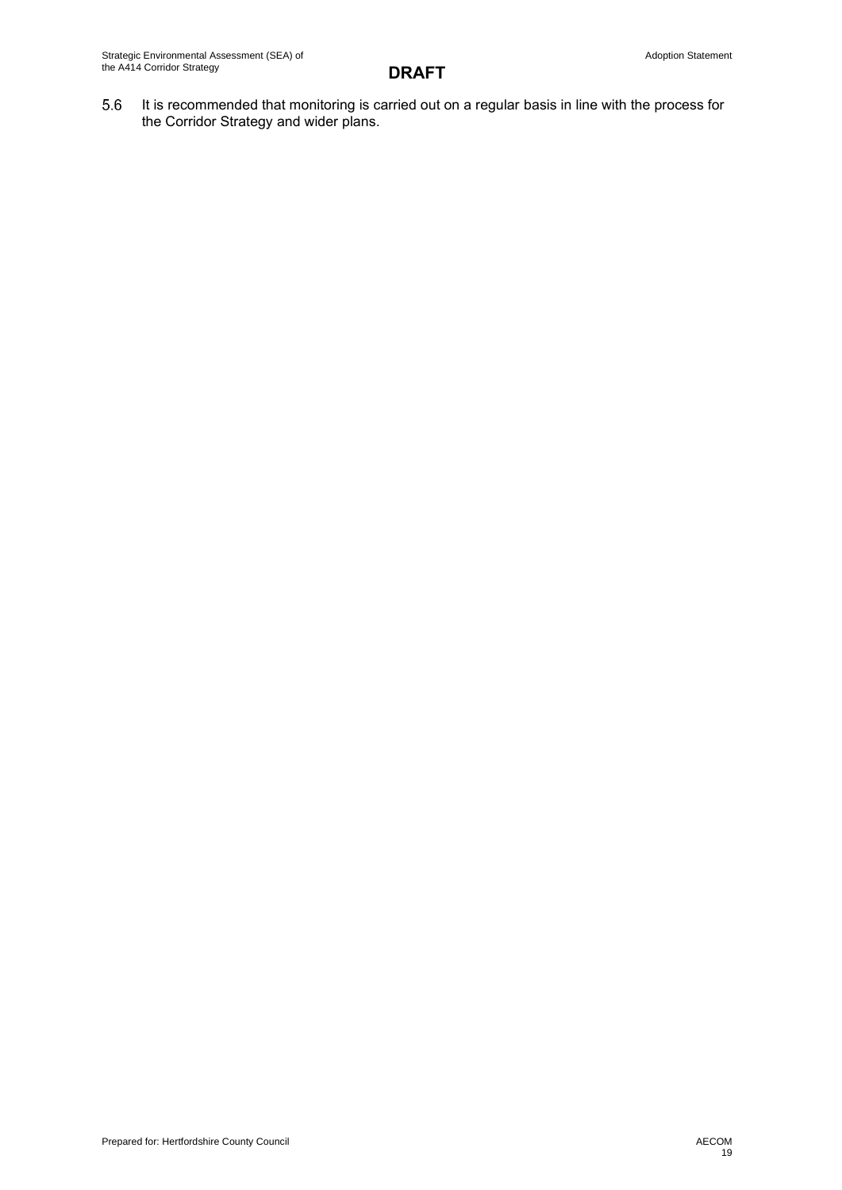5.6 It is recommended that monitoring is carried out on a regular basis in line with the process for the Corridor Strategy and wider plans.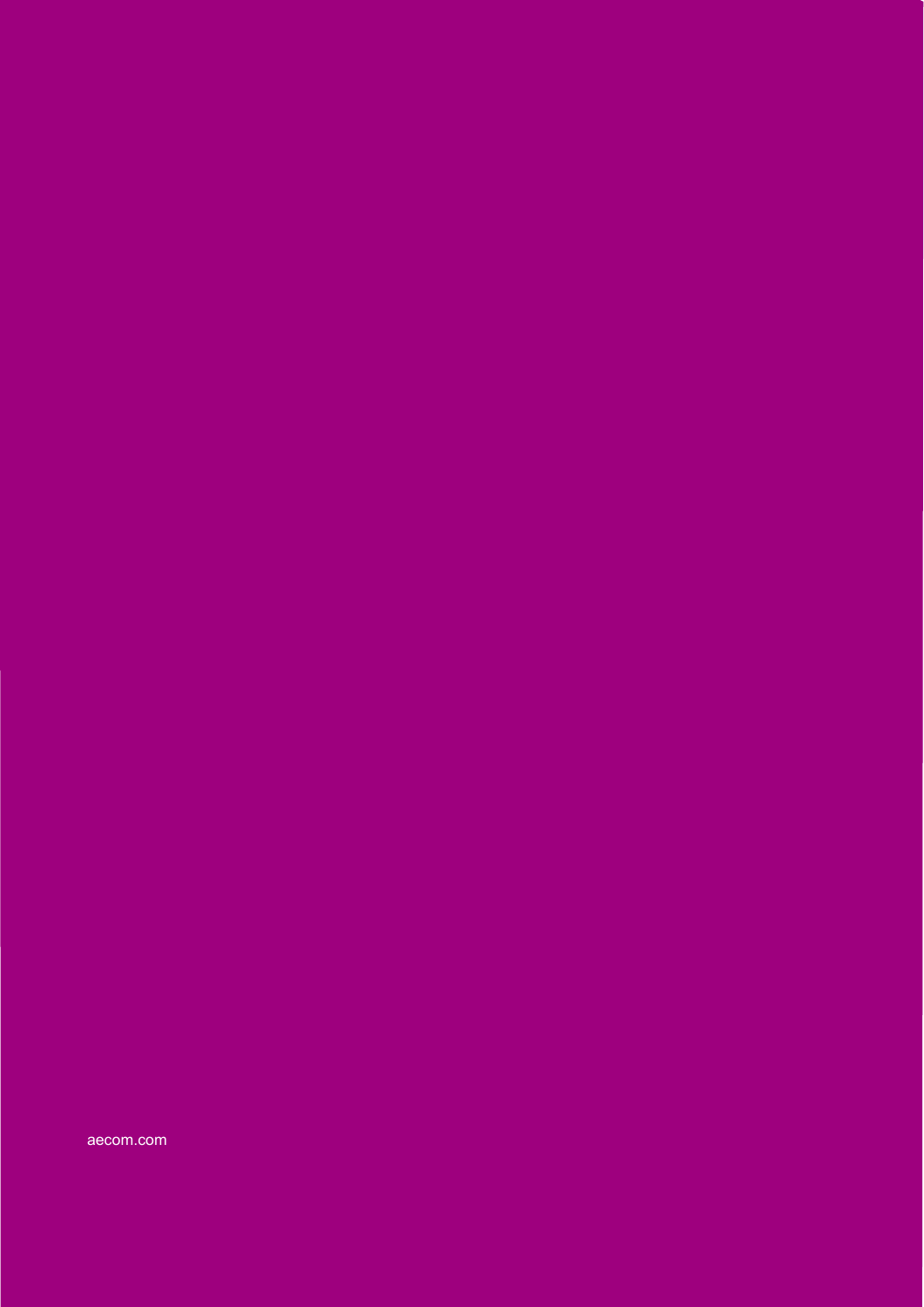aecom.com